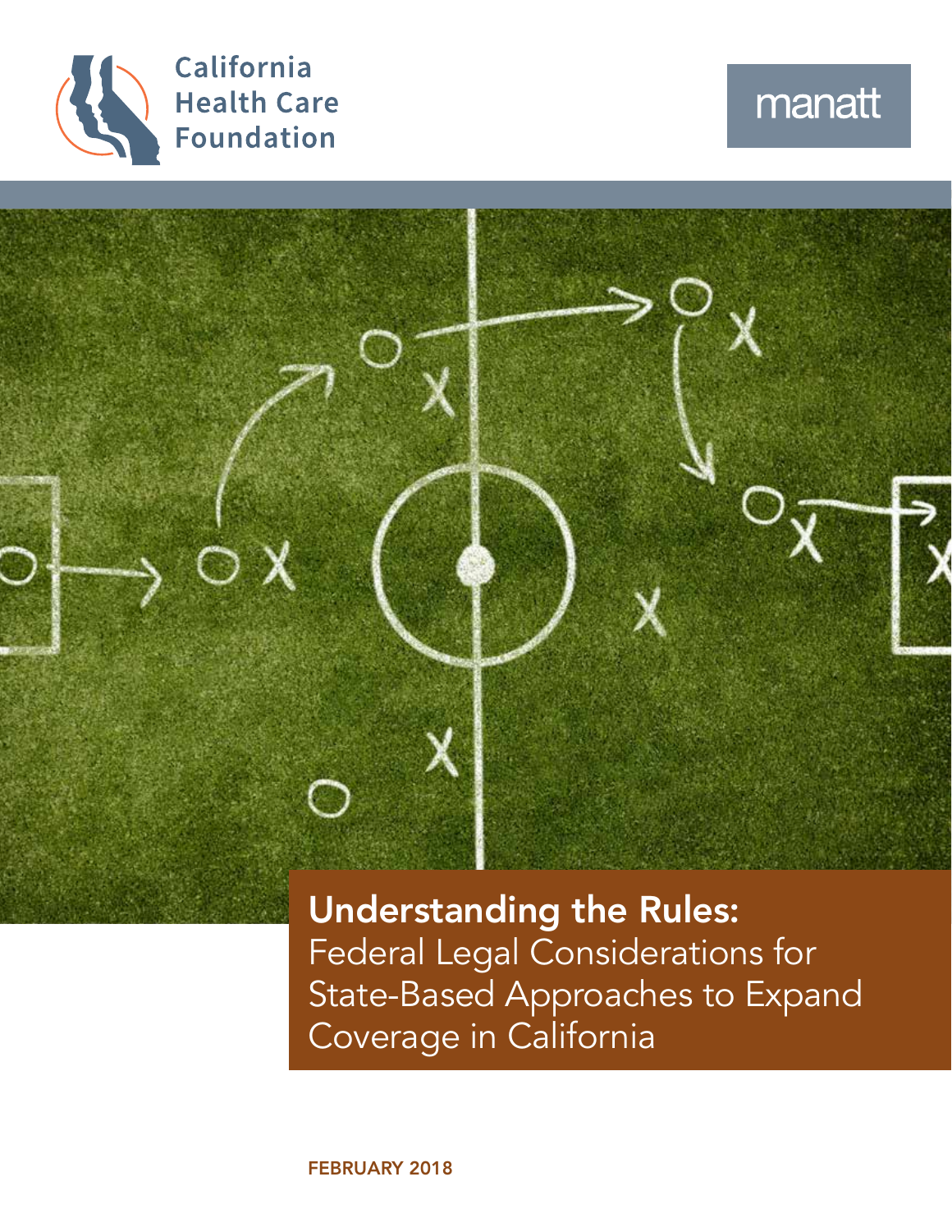California Health Care Foundation

manatt

# Understanding the Rules:

Federal Legal Considerations for State-Based Approaches to Expand Coverage in California

FEBRUARY 2018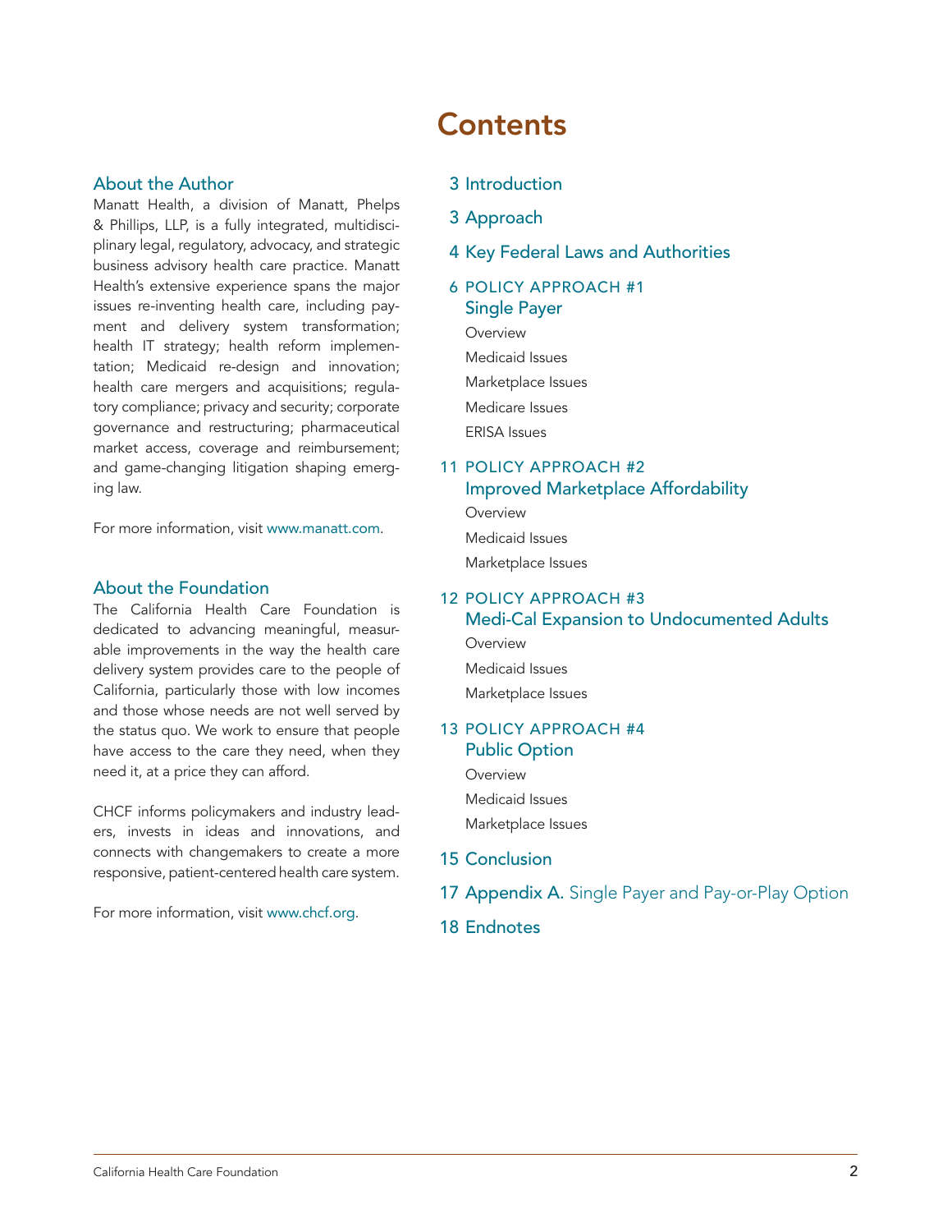## About the Author

Manatt Health, a division of Manatt, Phelps & Phillips, LLP, is a fully integrated, multidisciplinary legal, regulatory, advocacy, and strategic business advisory health care practice. Manatt Health's extensive experience spans the major issues re-inventing health care, including payment and delivery system transformation; health IT strategy; health reform implementation; Medicaid re-design and innovation; health care mergers and acquisitions; regulatory compliance; privacy and security; corporate governance and restructuring; pharmaceutical market access, coverage and reimbursement; and game-changing litigation shaping emerging law.

For more information, visit www.manatt.com.

## About the Foundation

The California Health Care Foundation is dedicated to advancing meaningful, measurable improvements in the way the health care delivery system provides care to the people of California, particularly those with low incomes and those whose needs are not well served by the status quo. We work to ensure that people have access to the care they need, when they need it, at a price they can afford.

CHCF informs policymakers and industry leaders, invests in ideas and innovations, and connects with changemakers to create a more responsive, patient-centered health care system.

For more information, visit www.chcf.org.

# Contents

- 3 Introduction
- 3 Approach
- 4 Key Federal Laws and Authorities
- 6 POLICY APPROACH #1 Single Payer
  - Overview
  - Medicaid Issues
  - Marketplace Issues
  - Medicare Issues
  - ERISA Issues
- 11 POLICY APPROACH #2 Improved Marketplace Affordability
  - Overview
  - Medicaid Issues
  - Marketplace Issues
- 12 POLICY APPROACH #3 Medi-Cal Expansion to Undocumented Adults
  - Overview
  - Medicaid Issues
  - Marketplace Issues
- 13 POLICY APPROACH #4 Public Option
  - Overview
  - Medicaid Issues
  - Marketplace Issues
- 15 Conclusion
- 17 Appendix A. Single Payer and Pay-or-Play Option
- 18 Endnotes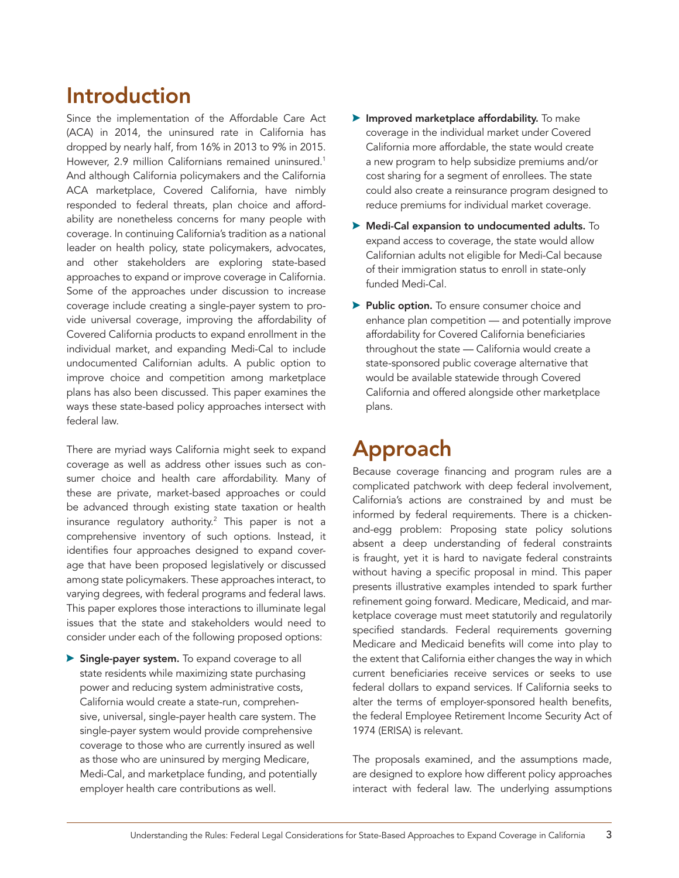# Introduction

Since the implementation of the Affordable Care Act (ACA) in 2014, the uninsured rate in California has dropped by nearly half, from 16% in 2013 to 9% in 2015. However, 2.9 million Californians remained uninsured.[1] And although California policymakers and the California ACA marketplace, Covered California, have nimbly responded to federal threats, plan choice and affordability are nonetheless concerns for many people with coverage. In continuing California's tradition as a national leader on health policy, state policymakers, advocates, and other stakeholders are exploring state-based approaches to expand or improve coverage in California. Some of the approaches under discussion to increase coverage include creating a single-payer system to provide universal coverage, improving the affordability of Covered California products to expand enrollment in the individual market, and expanding Medi-Cal to include undocumented Californian adults. A public option to improve choice and competition among marketplace plans has also been discussed. This paper examines the ways these state-based policy approaches intersect with federal law.

There are myriad ways California might seek to expand coverage as well as address other issues such as consumer choice and health care affordability. Many of these are private, market-based approaches or could be advanced through existing state taxation or health insurance regulatory authority.[2] This paper is not a comprehensive inventory of such options. Instead, it identifies four approaches designed to expand coverage that have been proposed legislatively or discussed among state policymakers. These approaches interact, to varying degrees, with federal programs and federal laws. This paper explores those interactions to illuminate legal issues that the state and stakeholders would need to consider under each of the following proposed options:

- **Single-payer system.** To expand coverage to all state residents while maximizing state purchasing power and reducing system administrative costs, California would create a state-run, comprehensive, universal, single-payer health care system. The single-payer system would provide comprehensive coverage to those who are currently insured as well as those who are uninsured by merging Medicare, Medi-Cal, and marketplace funding, and potentially employer health care contributions as well.
- **Improved marketplace affordability.** To make coverage in the individual market under Covered California more affordable, the state would create a new program to help subsidize premiums and/or cost sharing for a segment of enrollees. The state could also create a reinsurance program designed to reduce premiums for individual market coverage.
- **Medi-Cal expansion to undocumented adults.** To expand access to coverage, the state would allow Californian adults not eligible for Medi-Cal because of their immigration status to enroll in state-only funded Medi-Cal.
- **Public option.** To ensure consumer choice and enhance plan competition — and potentially improve affordability for Covered California beneficiaries throughout the state — California would create a state-sponsored public coverage alternative that would be available statewide through Covered California and offered alongside other marketplace plans.

# Approach

Because coverage financing and program rules are a complicated patchwork with deep federal involvement, California's actions are constrained by and must be informed by federal requirements. There is a chicken-and-egg problem: Proposing state policy solutions absent a deep understanding of federal constraints is fraught, yet it is hard to navigate federal constraints without having a specific proposal in mind. This paper presents illustrative examples intended to spark further refinement going forward. Medicare, Medicaid, and marketplace coverage must meet statutorily and regulatorily specified standards. Federal requirements governing Medicare and Medicaid benefits will come into play to the extent that California either changes the way in which current beneficiaries receive services or seeks to use federal dollars to expand services. If California seeks to alter the terms of employer-sponsored health benefits, the federal Employee Retirement Income Security Act of 1974 (ERISA) is relevant.

The proposals examined, and the assumptions made, are designed to explore how different policy approaches interact with federal law. The underlying assumptions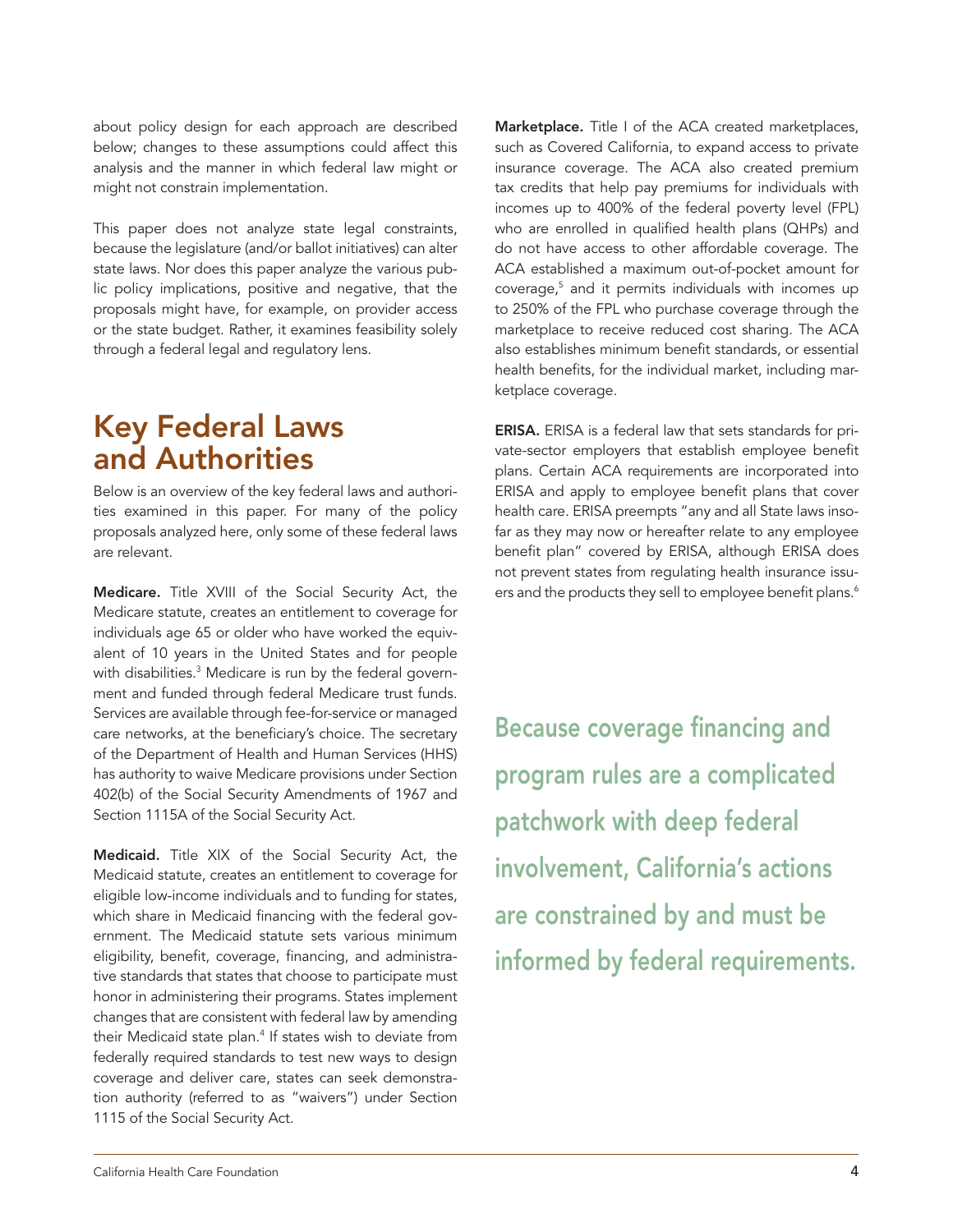about policy design for each approach are described below; changes to these assumptions could affect this analysis and the manner in which federal law might or might not constrain implementation.

This paper does not analyze state legal constraints, because the legislature (and/or ballot initiatives) can alter state laws. Nor does this paper analyze the various public policy implications, positive and negative, that the proposals might have, for example, on provider access or the state budget. Rather, it examines feasibility solely through a federal legal and regulatory lens.

## Key Federal Laws and Authorities

Below is an overview of the key federal laws and authorities examined in this paper. For many of the policy proposals analyzed here, only some of these federal laws are relevant.

**Medicare.** Title XVIII of the Social Security Act, the Medicare statute, creates an entitlement to coverage for individuals age 65 or older who have worked the equivalent of 10 years in the United States and for people with disabilities.[3] Medicare is run by the federal government and funded through federal Medicare trust funds. Services are available through fee-for-service or managed care networks, at the beneficiary's choice. The secretary of the Department of Health and Human Services (HHS) has authority to waive Medicare provisions under Section 402(b) of the Social Security Amendments of 1967 and Section 1115A of the Social Security Act.

**Medicaid.** Title XIX of the Social Security Act, the Medicaid statute, creates an entitlement to coverage for eligible low-income individuals and to funding for states, which share in Medicaid financing with the federal government. The Medicaid statute sets various minimum eligibility, benefit, coverage, financing, and administrative standards that states that choose to participate must honor in administering their programs. States implement changes that are consistent with federal law by amending their Medicaid state plan.[4] If states wish to deviate from federally required standards to test new ways to design coverage and deliver care, states can seek demonstration authority (referred to as "waivers") under Section 1115 of the Social Security Act.

**Marketplace.** Title I of the ACA created marketplaces, such as Covered California, to expand access to private insurance coverage. The ACA also created premium tax credits that help pay premiums for individuals with incomes up to 400% of the federal poverty level (FPL) who are enrolled in qualified health plans (QHPs) and do not have access to other affordable coverage. The ACA established a maximum out-of-pocket amount for coverage,[5] and it permits individuals with incomes up to 250% of the FPL who purchase coverage through the marketplace to receive reduced cost sharing. The ACA also establishes minimum benefit standards, or essential health benefits, for the individual market, including marketplace coverage.

**ERISA.** ERISA is a federal law that sets standards for private-sector employers that establish employee benefit plans. Certain ACA requirements are incorporated into ERISA and apply to employee benefit plans that cover health care. ERISA preempts "any and all State laws insofar as they may now or hereafter relate to any employee benefit plan" covered by ERISA, although ERISA does not prevent states from regulating health insurance issuers and the products they sell to employee benefit plans.[6]

Because coverage financing and program rules are a complicated patchwork with deep federal involvement, California's actions are constrained by and must be informed by federal requirements.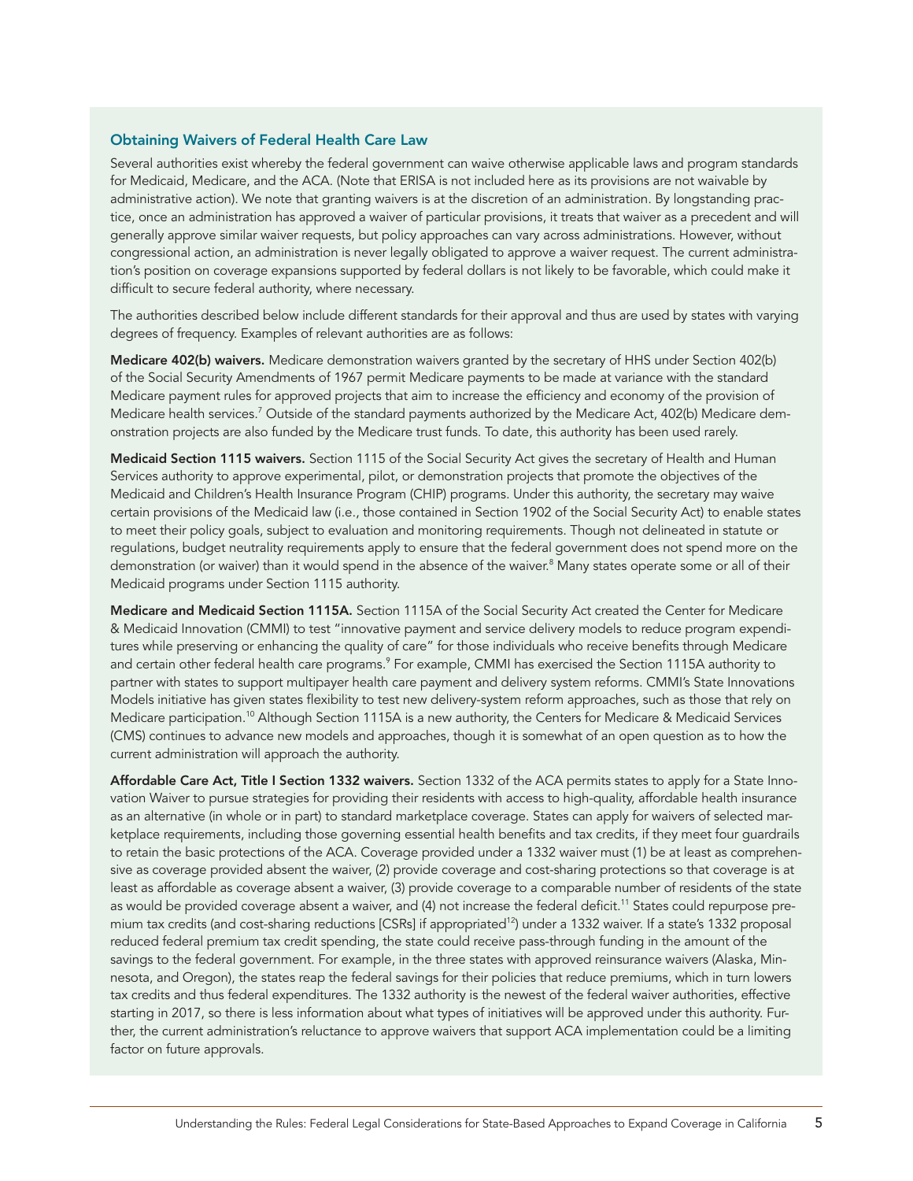### Obtaining Waivers of Federal Health Care Law

Several authorities exist whereby the federal government can waive otherwise applicable laws and program standards for Medicaid, Medicare, and the ACA. (Note that ERISA is not included here as its provisions are not waivable by administrative action). We note that granting waivers is at the discretion of an administration. By longstanding practice, once an administration has approved a waiver of particular provisions, it treats that waiver as a precedent and will generally approve similar waiver requests, but policy approaches can vary across administrations. However, without congressional action, an administration is never legally obligated to approve a waiver request. The current administration's position on coverage expansions supported by federal dollars is not likely to be favorable, which could make it difficult to secure federal authority, where necessary.

The authorities described below include different standards for their approval and thus are used by states with varying degrees of frequency. Examples of relevant authorities are as follows:

**Medicare 402(b) waivers.** Medicare demonstration waivers granted by the secretary of HHS under Section 402(b) of the Social Security Amendments of 1967 permit Medicare payments to be made at variance with the standard Medicare payment rules for approved projects that aim to increase the efficiency and economy of the provision of Medicare health services.[7] Outside of the standard payments authorized by the Medicare Act, 402(b) Medicare demonstration projects are also funded by the Medicare trust funds. To date, this authority has been used rarely.

**Medicaid Section 1115 waivers.** Section 1115 of the Social Security Act gives the secretary of Health and Human Services authority to approve experimental, pilot, or demonstration projects that promote the objectives of the Medicaid and Children's Health Insurance Program (CHIP) programs. Under this authority, the secretary may waive certain provisions of the Medicaid law (i.e., those contained in Section 1902 of the Social Security Act) to enable states to meet their policy goals, subject to evaluation and monitoring requirements. Though not delineated in statute or regulations, budget neutrality requirements apply to ensure that the federal government does not spend more on the demonstration (or waiver) than it would spend in the absence of the waiver.[8] Many states operate some or all of their Medicaid programs under Section 1115 authority.

**Medicare and Medicaid Section 1115A.** Section 1115A of the Social Security Act created the Center for Medicare & Medicaid Innovation (CMMI) to test "innovative payment and service delivery models to reduce program expenditures while preserving or enhancing the quality of care" for those individuals who receive benefits through Medicare and certain other federal health care programs.[9] For example, CMMI has exercised the Section 1115A authority to partner with states to support multipayer health care payment and delivery system reforms. CMMI's State Innovations Models initiative has given states flexibility to test new delivery-system reform approaches, such as those that rely on Medicare participation.[10] Although Section 1115A is a new authority, the Centers for Medicare & Medicaid Services (CMS) continues to advance new models and approaches, though it is somewhat of an open question as to how the current administration will approach the authority.

**Affordable Care Act, Title I Section 1332 waivers.** Section 1332 of the ACA permits states to apply for a State Innovation Waiver to pursue strategies for providing their residents with access to high-quality, affordable health insurance as an alternative (in whole or in part) to standard marketplace coverage. States can apply for waivers of selected marketplace requirements, including those governing essential health benefits and tax credits, if they meet four guardrails to retain the basic protections of the ACA. Coverage provided under a 1332 waiver must (1) be at least as comprehensive as coverage provided absent the waiver, (2) provide coverage and cost-sharing protections so that coverage is at least as affordable as coverage absent a waiver, (3) provide coverage to a comparable number of residents of the state as would be provided coverage absent a waiver, and (4) not increase the federal deficit.[11] States could repurpose premium tax credits (and cost-sharing reductions [CSRs] if appropriated[12]) under a 1332 waiver. If a state's 1332 proposal reduced federal premium tax credit spending, the state could receive pass-through funding in the amount of the savings to the federal government. For example, in the three states with approved reinsurance waivers (Alaska, Minnesota, and Oregon), the states reap the federal savings for their policies that reduce premiums, which in turn lowers tax credits and thus federal expenditures. The 1332 authority is the newest of the federal waiver authorities, effective starting in 2017, so there is less information about what types of initiatives will be approved under this authority. Further, the current administration's reluctance to approve waivers that support ACA implementation could be a limiting factor on future approvals.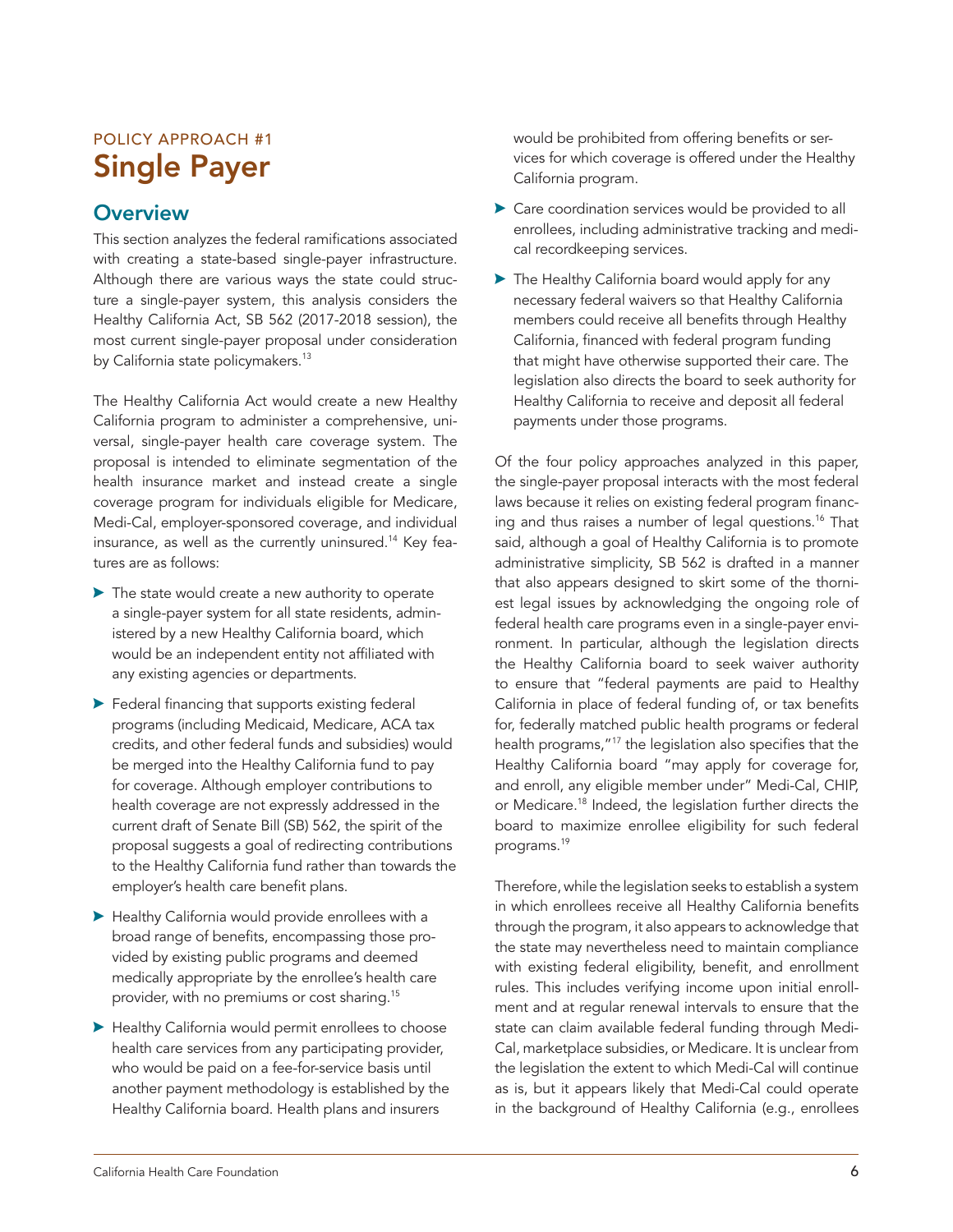POLICY APPROACH #1

# Single Payer

## Overview

This section analyzes the federal ramifications associated with creating a state-based single-payer infrastructure. Although there are various ways the state could structure a single-payer system, this analysis considers the Healthy California Act, SB 562 (2017-2018 session), the most current single-payer proposal under consideration by California state policymakers.[13]

The Healthy California Act would create a new Healthy California program to administer a comprehensive, universal, single-payer health care coverage system. The proposal is intended to eliminate segmentation of the health insurance market and instead create a single coverage program for individuals eligible for Medicare, Medi-Cal, employer-sponsored coverage, and individual insurance, as well as the currently uninsured.[14] Key features are as follows:

- The state would create a new authority to operate a single-payer system for all state residents, administered by a new Healthy California board, which would be an independent entity not affiliated with any existing agencies or departments.
- Federal financing that supports existing federal programs (including Medicaid, Medicare, ACA tax credits, and other federal funds and subsidies) would be merged into the Healthy California fund to pay for coverage. Although employer contributions to health coverage are not expressly addressed in the current draft of Senate Bill (SB) 562, the spirit of the proposal suggests a goal of redirecting contributions to the Healthy California fund rather than towards the employer's health care benefit plans.
- Healthy California would provide enrollees with a broad range of benefits, encompassing those provided by existing public programs and deemed medically appropriate by the enrollee's health care provider, with no premiums or cost sharing.[15]
- Healthy California would permit enrollees to choose health care services from any participating provider, who would be paid on a fee-for-service basis until another payment methodology is established by the Healthy California board. Health plans and insurers would be prohibited from offering benefits or services for which coverage is offered under the Healthy California program.
- Care coordination services would be provided to all enrollees, including administrative tracking and medical recordkeeping services.
- The Healthy California board would apply for any necessary federal waivers so that Healthy California members could receive all benefits through Healthy California, financed with federal program funding that might have otherwise supported their care. The legislation also directs the board to seek authority for Healthy California to receive and deposit all federal payments under those programs.

Of the four policy approaches analyzed in this paper, the single-payer proposal interacts with the most federal laws because it relies on existing federal program financing and thus raises a number of legal questions.[16] That said, although a goal of Healthy California is to promote administrative simplicity, SB 562 is drafted in a manner that also appears designed to skirt some of the thorniest legal issues by acknowledging the ongoing role of federal health care programs even in a single-payer environment. In particular, although the legislation directs the Healthy California board to seek waiver authority to ensure that "federal payments are paid to Healthy California in place of federal funding of, or tax benefits for, federally matched public health programs or federal health programs,"[17] the legislation also specifies that the Healthy California board "may apply for coverage for, and enroll, any eligible member under" Medi-Cal, CHIP, or Medicare.[18] Indeed, the legislation further directs the board to maximize enrollee eligibility for such federal programs.[19]

Therefore, while the legislation seeks to establish a system in which enrollees receive all Healthy California benefits through the program, it also appears to acknowledge that the state may nevertheless need to maintain compliance with existing federal eligibility, benefit, and enrollment rules. This includes verifying income upon initial enrollment and at regular renewal intervals to ensure that the state can claim available federal funding through Medi-Cal, marketplace subsidies, or Medicare. It is unclear from the legislation the extent to which Medi-Cal will continue as is, but it appears likely that Medi-Cal could operate in the background of Healthy California (e.g., enrollees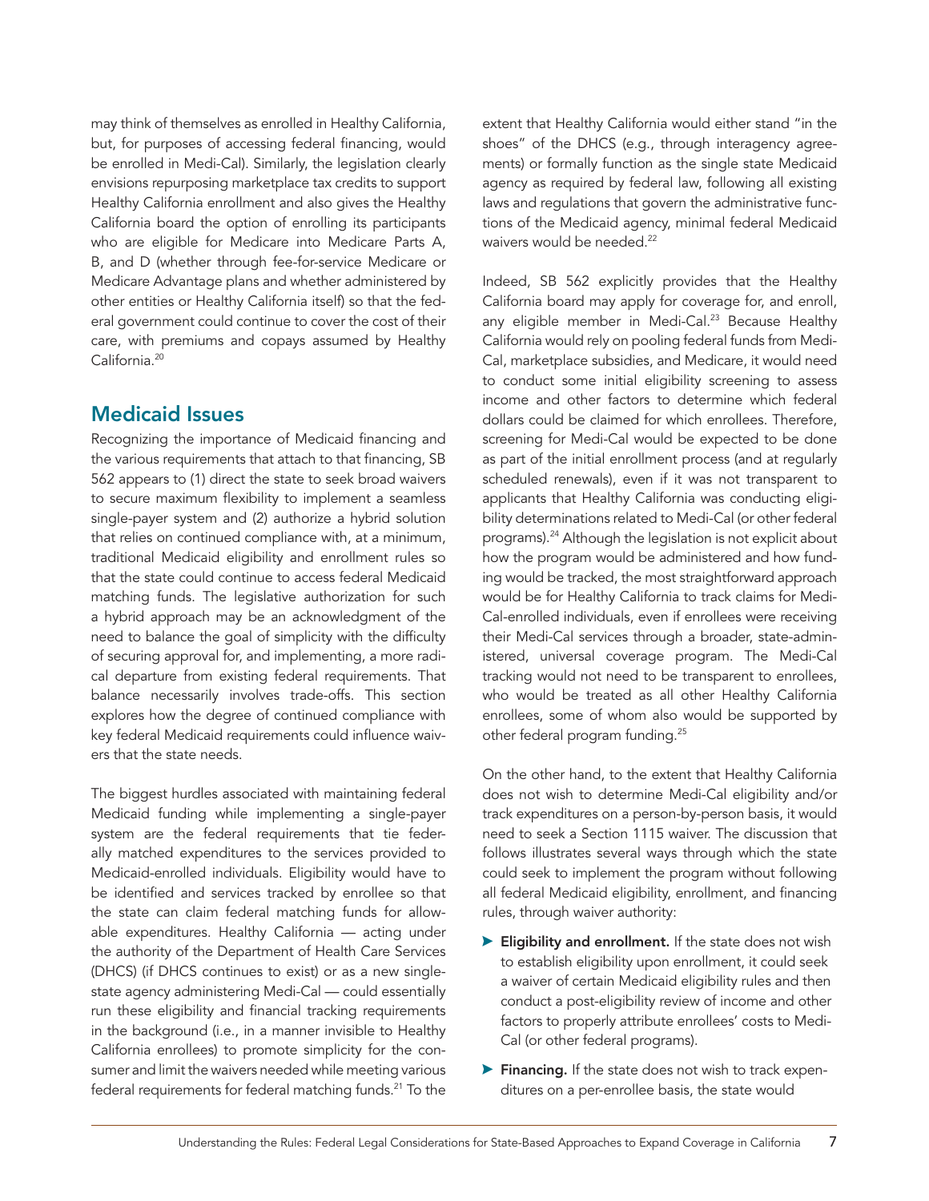may think of themselves as enrolled in Healthy California, but, for purposes of accessing federal financing, would be enrolled in Medi-Cal). Similarly, the legislation clearly envisions repurposing marketplace tax credits to support Healthy California enrollment and also gives the Healthy California board the option of enrolling its participants who are eligible for Medicare into Medicare Parts A, B, and D (whether through fee-for-service Medicare or Medicare Advantage plans and whether administered by other entities or Healthy California itself) so that the federal government could continue to cover the cost of their care, with premiums and copays assumed by Healthy California.[20]

## Medicaid Issues

Recognizing the importance of Medicaid financing and the various requirements that attach to that financing, SB 562 appears to (1) direct the state to seek broad waivers to secure maximum flexibility to implement a seamless single-payer system and (2) authorize a hybrid solution that relies on continued compliance with, at a minimum, traditional Medicaid eligibility and enrollment rules so that the state could continue to access federal Medicaid matching funds. The legislative authorization for such a hybrid approach may be an acknowledgment of the need to balance the goal of simplicity with the difficulty of securing approval for, and implementing, a more radical departure from existing federal requirements. That balance necessarily involves trade-offs. This section explores how the degree of continued compliance with key federal Medicaid requirements could influence waivers that the state needs.

The biggest hurdles associated with maintaining federal Medicaid funding while implementing a single-payer system are the federal requirements that tie federally matched expenditures to the services provided to Medicaid-enrolled individuals. Eligibility would have to be identified and services tracked by enrollee so that the state can claim federal matching funds for allowable expenditures. Healthy California — acting under the authority of the Department of Health Care Services (DHCS) (if DHCS continues to exist) or as a new single-state agency administering Medi-Cal — could essentially run these eligibility and financial tracking requirements in the background (i.e., in a manner invisible to Healthy California enrollees) to promote simplicity for the consumer and limit the waivers needed while meeting various federal requirements for federal matching funds.[21] To the extent that Healthy California would either stand "in the shoes" of the DHCS (e.g., through interagency agreements) or formally function as the single state Medicaid agency as required by federal law, following all existing laws and regulations that govern the administrative functions of the Medicaid agency, minimal federal Medicaid waivers would be needed.[22]

Indeed, SB 562 explicitly provides that the Healthy California board may apply for coverage for, and enroll, any eligible member in Medi-Cal.[23] Because Healthy California would rely on pooling federal funds from Medi-Cal, marketplace subsidies, and Medicare, it would need to conduct some initial eligibility screening to assess income and other factors to determine which federal dollars could be claimed for which enrollees. Therefore, screening for Medi-Cal would be expected to be done as part of the initial enrollment process (and at regularly scheduled renewals), even if it was not transparent to applicants that Healthy California was conducting eligibility determinations related to Medi-Cal (or other federal programs).[24] Although the legislation is not explicit about how the program would be administered and how funding would be tracked, the most straightforward approach would be for Healthy California to track claims for Medi-Cal-enrolled individuals, even if enrollees were receiving their Medi-Cal services through a broader, state-administered, universal coverage program. The Medi-Cal tracking would not need to be transparent to enrollees, who would be treated as all other Healthy California enrollees, some of whom also would be supported by other federal program funding.[25]

On the other hand, to the extent that Healthy California does not wish to determine Medi-Cal eligibility and/or track expenditures on a person-by-person basis, it would need to seek a Section 1115 waiver. The discussion that follows illustrates several ways through which the state could seek to implement the program without following all federal Medicaid eligibility, enrollment, and financing rules, through waiver authority:

- **Eligibility and enrollment.** If the state does not wish to establish eligibility upon enrollment, it could seek a waiver of certain Medicaid eligibility rules and then conduct a post-eligibility review of income and other factors to properly attribute enrollees' costs to Medi-Cal (or other federal programs).
- **Financing.** If the state does not wish to track expenditures on a per-enrollee basis, the state would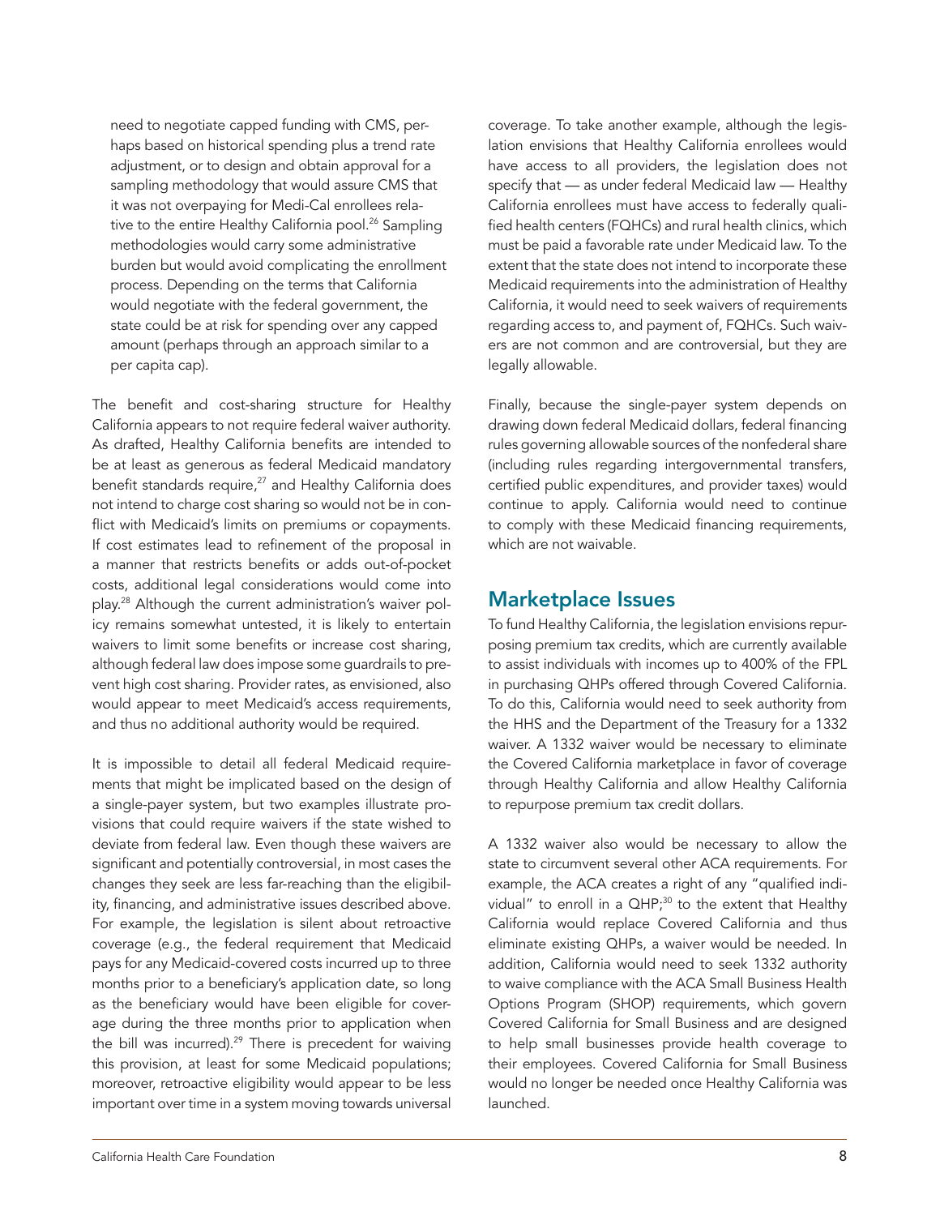need to negotiate capped funding with CMS, perhaps based on historical spending plus a trend rate adjustment, or to design and obtain approval for a sampling methodology that would assure CMS that it was not overpaying for Medi-Cal enrollees relative to the entire Healthy California pool.[26] Sampling methodologies would carry some administrative burden but would avoid complicating the enrollment process. Depending on the terms that California would negotiate with the federal government, the state could be at risk for spending over any capped amount (perhaps through an approach similar to a per capita cap).

The benefit and cost-sharing structure for Healthy California appears to not require federal waiver authority. As drafted, Healthy California benefits are intended to be at least as generous as federal Medicaid mandatory benefit standards require,[27] and Healthy California does not intend to charge cost sharing so would not be in conflict with Medicaid's limits on premiums or copayments. If cost estimates lead to refinement of the proposal in a manner that restricts benefits or adds out-of-pocket costs, additional legal considerations would come into play.[28] Although the current administration's waiver policy remains somewhat untested, it is likely to entertain waivers to limit some benefits or increase cost sharing, although federal law does impose some guardrails to prevent high cost sharing. Provider rates, as envisioned, also would appear to meet Medicaid's access requirements, and thus no additional authority would be required.

It is impossible to detail all federal Medicaid requirements that might be implicated based on the design of a single-payer system, but two examples illustrate provisions that could require waivers if the state wished to deviate from federal law. Even though these waivers are significant and potentially controversial, in most cases the changes they seek are less far-reaching than the eligibility, financing, and administrative issues described above. For example, the legislation is silent about retroactive coverage (e.g., the federal requirement that Medicaid pays for any Medicaid-covered costs incurred up to three months prior to a beneficiary's application date, so long as the beneficiary would have been eligible for coverage during the three months prior to application when the bill was incurred).[29] There is precedent for waiving this provision, at least for some Medicaid populations; moreover, retroactive eligibility would appear to be less important over time in a system moving towards universal coverage. To take another example, although the legislation envisions that Healthy California enrollees would have access to all providers, the legislation does not specify that — as under federal Medicaid law — Healthy California enrollees must have access to federally qualified health centers (FQHCs) and rural health clinics, which must be paid a favorable rate under Medicaid law. To the extent that the state does not intend to incorporate these Medicaid requirements into the administration of Healthy California, it would need to seek waivers of requirements regarding access to, and payment of, FQHCs. Such waivers are not common and are controversial, but they are legally allowable.

Finally, because the single-payer system depends on drawing down federal Medicaid dollars, federal financing rules governing allowable sources of the nonfederal share (including rules regarding intergovernmental transfers, certified public expenditures, and provider taxes) would continue to apply. California would need to continue to comply with these Medicaid financing requirements, which are not waivable.

## Marketplace Issues

To fund Healthy California, the legislation envisions repurposing premium tax credits, which are currently available to assist individuals with incomes up to 400% of the FPL in purchasing QHPs offered through Covered California. To do this, California would need to seek authority from the HHS and the Department of the Treasury for a 1332 waiver. A 1332 waiver would be necessary to eliminate the Covered California marketplace in favor of coverage through Healthy California and allow Healthy California to repurpose premium tax credit dollars.

A 1332 waiver also would be necessary to allow the state to circumvent several other ACA requirements. For example, the ACA creates a right of any "qualified individual" to enroll in a QHP;[30] to the extent that Healthy California would replace Covered California and thus eliminate existing QHPs, a waiver would be needed. In addition, California would need to seek 1332 authority to waive compliance with the ACA Small Business Health Options Program (SHOP) requirements, which govern Covered California for Small Business and are designed to help small businesses provide health coverage to their employees. Covered California for Small Business would no longer be needed once Healthy California was launched.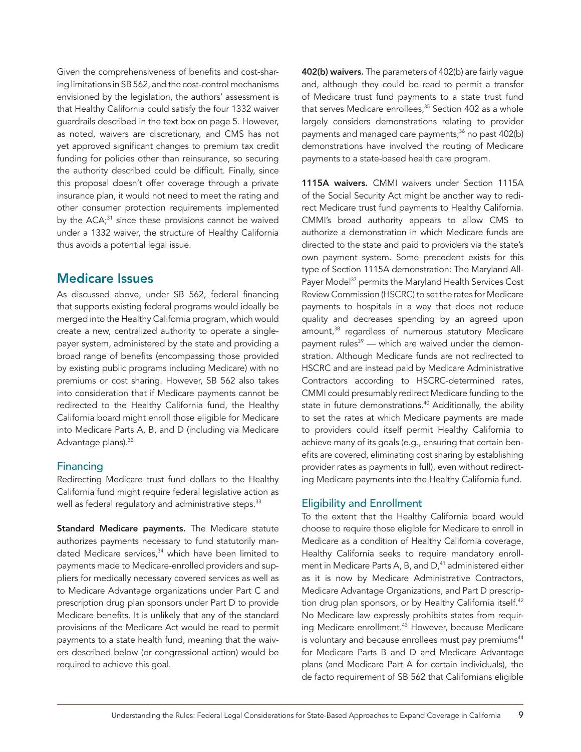Given the comprehensiveness of benefits and cost-sharing limitations in SB 562, and the cost-control mechanisms envisioned by the legislation, the authors' assessment is that Healthy California could satisfy the four 1332 waiver guardrails described in the text box on page 5. However, as noted, waivers are discretionary, and CMS has not yet approved significant changes to premium tax credit funding for policies other than reinsurance, so securing the authority described could be difficult. Finally, since this proposal doesn't offer coverage through a private insurance plan, it would not need to meet the rating and other consumer protection requirements implemented by the ACA;[31] since these provisions cannot be waived under a 1332 waiver, the structure of Healthy California thus avoids a potential legal issue.

## Medicare Issues

As discussed above, under SB 562, federal financing that supports existing federal programs would ideally be merged into the Healthy California program, which would create a new, centralized authority to operate a single-payer system, administered by the state and providing a broad range of benefits (encompassing those provided by existing public programs including Medicare) with no premiums or cost sharing. However, SB 562 also takes into consideration that if Medicare payments cannot be redirected to the Healthy California fund, the Healthy California board might enroll those eligible for Medicare into Medicare Parts A, B, and D (including via Medicare Advantage plans).[32]

### Financing

Redirecting Medicare trust fund dollars to the Healthy California fund might require federal legislative action as well as federal regulatory and administrative steps.[33]

**Standard Medicare payments.** The Medicare statute authorizes payments necessary to fund statutorily mandated Medicare services,[34] which have been limited to payments made to Medicare-enrolled providers and suppliers for medically necessary covered services as well as to Medicare Advantage organizations under Part C and prescription drug plan sponsors under Part D to provide Medicare benefits. It is unlikely that any of the standard provisions of the Medicare Act would be read to permit payments to a state health fund, meaning that the waivers described below (or congressional action) would be required to achieve this goal.

**402(b) waivers.** The parameters of 402(b) are fairly vague and, although they could be read to permit a transfer of Medicare trust fund payments to a state trust fund that serves Medicare enrollees,[35] Section 402 as a whole largely considers demonstrations relating to provider payments and managed care payments;[36] no past 402(b) demonstrations have involved the routing of Medicare payments to a state-based health care program.

**1115A waivers.** CMMI waivers under Section 1115A of the Social Security Act might be another way to redirect Medicare trust fund payments to Healthy California. CMMI's broad authority appears to allow CMS to authorize a demonstration in which Medicare funds are directed to the state and paid to providers via the state's own payment system. Some precedent exists for this type of Section 1115A demonstration: The Maryland All-Payer Model[37] permits the Maryland Health Services Cost Review Commission (HSCRC) to set the rates for Medicare payments to hospitals in a way that does not reduce quality and decreases spending by an agreed upon amount,[38] regardless of numerous statutory Medicare payment rules[39] — which are waived under the demonstration. Although Medicare funds are not redirected to HSCRC and are instead paid by Medicare Administrative Contractors according to HSCRC-determined rates, CMMI could presumably redirect Medicare funding to the state in future demonstrations.[40] Additionally, the ability to set the rates at which Medicare payments are made to providers could itself permit Healthy California to achieve many of its goals (e.g., ensuring that certain benefits are covered, eliminating cost sharing by establishing provider rates as payments in full), even without redirecting Medicare payments into the Healthy California fund.

### Eligibility and Enrollment

To the extent that the Healthy California board would choose to require those eligible for Medicare to enroll in Medicare as a condition of Healthy California coverage, Healthy California seeks to require mandatory enrollment in Medicare Parts A, B, and D,[41] administered either as it is now by Medicare Administrative Contractors, Medicare Advantage Organizations, and Part D prescription drug plan sponsors, or by Healthy California itself.[42] No Medicare law expressly prohibits states from requiring Medicare enrollment.[43] However, because Medicare is voluntary and because enrollees must pay premiums[44] for Medicare Parts B and D and Medicare Advantage plans (and Medicare Part A for certain individuals), the de facto requirement of SB 562 that Californians eligible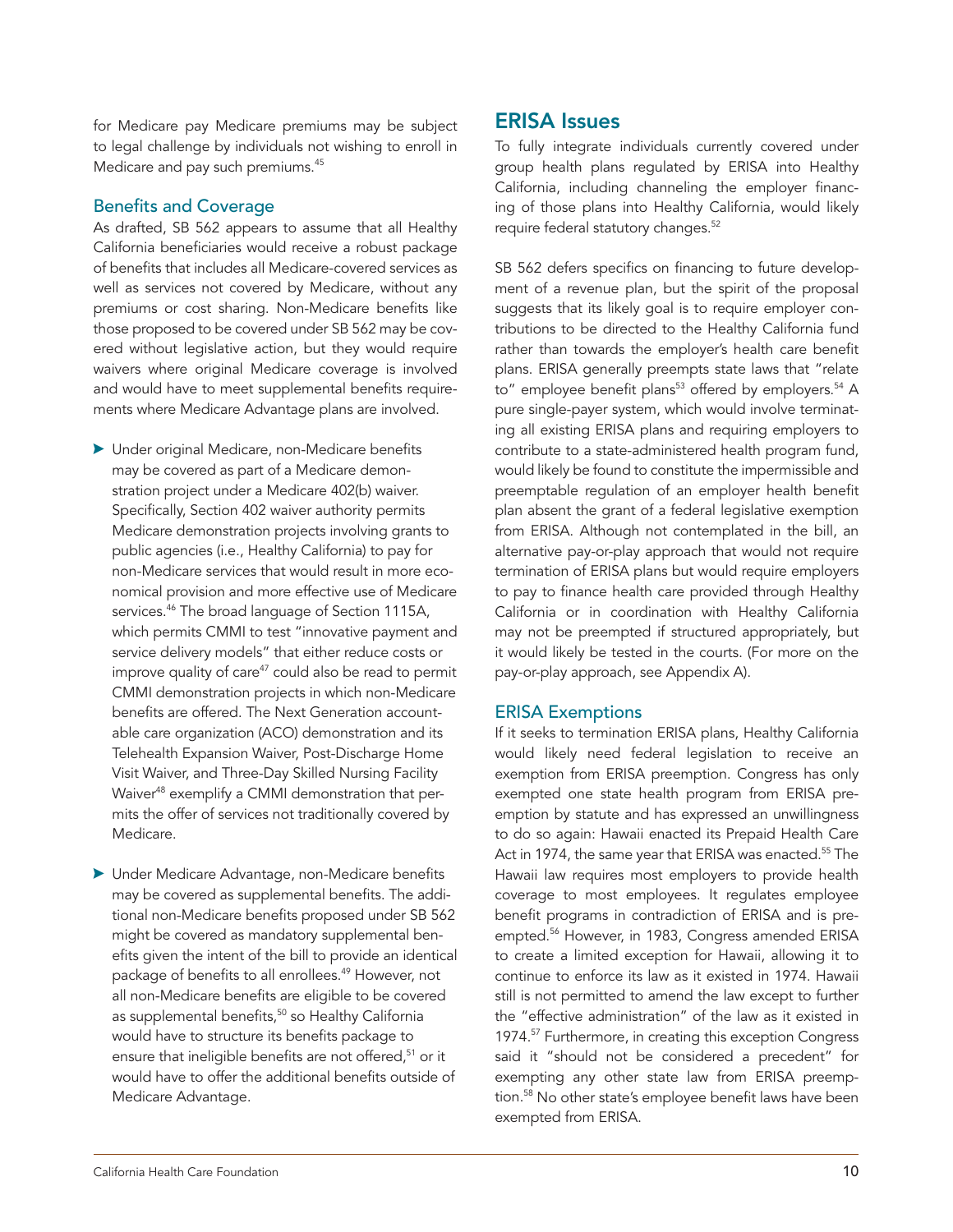for Medicare pay Medicare premiums may be subject to legal challenge by individuals not wishing to enroll in Medicare and pay such premiums.[45]

### Benefits and Coverage

As drafted, SB 562 appears to assume that all Healthy California beneficiaries would receive a robust package of benefits that includes all Medicare-covered services as well as services not covered by Medicare, without any premiums or cost sharing. Non-Medicare benefits like those proposed to be covered under SB 562 may be covered without legislative action, but they would require waivers where original Medicare coverage is involved and would have to meet supplemental benefits requirements where Medicare Advantage plans are involved.

- Under original Medicare, non-Medicare benefits may be covered as part of a Medicare demonstration project under a Medicare 402(b) waiver. Specifically, Section 402 waiver authority permits Medicare demonstration projects involving grants to public agencies (i.e., Healthy California) to pay for non-Medicare services that would result in more economical provision and more effective use of Medicare services.[46] The broad language of Section 1115A, which permits CMMI to test "innovative payment and service delivery models" that either reduce costs or improve quality of care[47] could also be read to permit CMMI demonstration projects in which non-Medicare benefits are offered. The Next Generation accountable care organization (ACO) demonstration and its Telehealth Expansion Waiver, Post-Discharge Home Visit Waiver, and Three-Day Skilled Nursing Facility Waiver[48] exemplify a CMMI demonstration that permits the offer of services not traditionally covered by Medicare.
- Under Medicare Advantage, non-Medicare benefits may be covered as supplemental benefits. The additional non-Medicare benefits proposed under SB 562 might be covered as mandatory supplemental benefits given the intent of the bill to provide an identical package of benefits to all enrollees.[49] However, not all non-Medicare benefits are eligible to be covered as supplemental benefits,[50] so Healthy California would have to structure its benefits package to ensure that ineligible benefits are not offered,[51] or it would have to offer the additional benefits outside of Medicare Advantage.

## ERISA Issues

To fully integrate individuals currently covered under group health plans regulated by ERISA into Healthy California, including channeling the employer financing of those plans into Healthy California, would likely require federal statutory changes.[52]

SB 562 defers specifics on financing to future development of a revenue plan, but the spirit of the proposal suggests that its likely goal is to require employer contributions to be directed to the Healthy California fund rather than towards the employer's health care benefit plans. ERISA generally preempts state laws that "relate to" employee benefit plans[53] offered by employers.[54] A pure single-payer system, which would involve terminating all existing ERISA plans and requiring employers to contribute to a state-administered health program fund, would likely be found to constitute the impermissible and preemptable regulation of an employer health benefit plan absent the grant of a federal legislative exemption from ERISA. Although not contemplated in the bill, an alternative pay-or-play approach that would not require termination of ERISA plans but would require employers to pay to finance health care provided through Healthy California or in coordination with Healthy California may not be preempted if structured appropriately, but it would likely be tested in the courts. (For more on the pay-or-play approach, see Appendix A).

### ERISA Exemptions

If it seeks to termination ERISA plans, Healthy California would likely need federal legislation to receive an exemption from ERISA preemption. Congress has only exempted one state health program from ERISA preemption by statute and has expressed an unwillingness to do so again: Hawaii enacted its Prepaid Health Care Act in 1974, the same year that ERISA was enacted.[55] The Hawaii law requires most employers to provide health coverage to most employees. It regulates employee benefit programs in contradiction of ERISA and is preempted.[56] However, in 1983, Congress amended ERISA to create a limited exception for Hawaii, allowing it to continue to enforce its law as it existed in 1974. Hawaii still is not permitted to amend the law except to further the "effective administration" of the law as it existed in 1974.[57] Furthermore, in creating this exception Congress said it "should not be considered a precedent" for exempting any other state law from ERISA preemption.[58] No other state's employee benefit laws have been exempted from ERISA.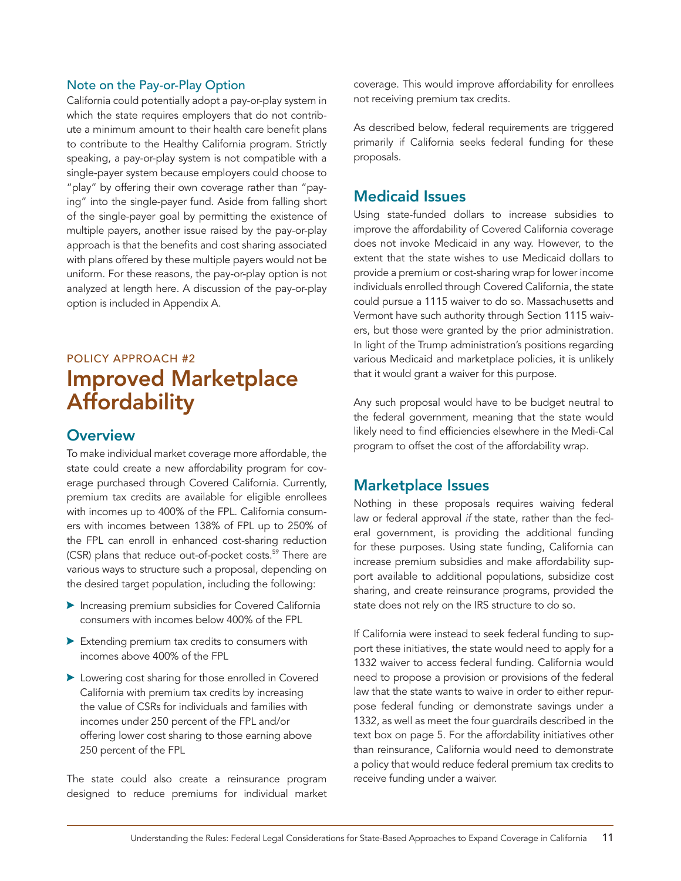### Note on the Pay-or-Play Option

California could potentially adopt a pay-or-play system in which the state requires employers that do not contribute a minimum amount to their health care benefit plans to contribute to the Healthy California program. Strictly speaking, a pay-or-play system is not compatible with a single-payer system because employers could choose to "play" by offering their own coverage rather than "paying" into the single-payer fund. Aside from falling short of the single-payer goal by permitting the existence of multiple payers, another issue raised by the pay-or-play approach is that the benefits and cost sharing associated with plans offered by these multiple payers would not be uniform. For these reasons, the pay-or-play option is not analyzed at length here. A discussion of the pay-or-play option is included in Appendix A.

POLICY APPROACH #2

# Improved Marketplace Affordability

## Overview

To make individual market coverage more affordable, the state could create a new affordability program for coverage purchased through Covered California. Currently, premium tax credits are available for eligible enrollees with incomes up to 400% of the FPL. California consumers with incomes between 138% of FPL up to 250% of the FPL can enroll in enhanced cost-sharing reduction (CSR) plans that reduce out-of-pocket costs.[59] There are various ways to structure such a proposal, depending on the desired target population, including the following:

- Increasing premium subsidies for Covered California consumers with incomes below 400% of the FPL
- Extending premium tax credits to consumers with incomes above 400% of the FPL
- Lowering cost sharing for those enrolled in Covered California with premium tax credits by increasing the value of CSRs for individuals and families with incomes under 250 percent of the FPL and/or offering lower cost sharing to those earning above 250 percent of the FPL

The state could also create a reinsurance program designed to reduce premiums for individual market coverage. This would improve affordability for enrollees not receiving premium tax credits.

As described below, federal requirements are triggered primarily if California seeks federal funding for these proposals.

## Medicaid Issues

Using state-funded dollars to increase subsidies to improve the affordability of Covered California coverage does not invoke Medicaid in any way. However, to the extent that the state wishes to use Medicaid dollars to provide a premium or cost-sharing wrap for lower income individuals enrolled through Covered California, the state could pursue a 1115 waiver to do so. Massachusetts and Vermont have such authority through Section 1115 waivers, but those were granted by the prior administration. In light of the Trump administration's positions regarding various Medicaid and marketplace policies, it is unlikely that it would grant a waiver for this purpose.

Any such proposal would have to be budget neutral to the federal government, meaning that the state would likely need to find efficiencies elsewhere in the Medi-Cal program to offset the cost of the affordability wrap.

## Marketplace Issues

Nothing in these proposals requires waiving federal law or federal approval *if* the state, rather than the federal government, is providing the additional funding for these purposes. Using state funding, California can increase premium subsidies and make affordability support available to additional populations, subsidize cost sharing, and create reinsurance programs, provided the state does not rely on the IRS structure to do so.

If California were instead to seek federal funding to support these initiatives, the state would need to apply for a 1332 waiver to access federal funding. California would need to propose a provision or provisions of the federal law that the state wants to waive in order to either repurpose federal funding or demonstrate savings under a 1332, as well as meet the four guardrails described in the text box on page 5. For the affordability initiatives other than reinsurance, California would need to demonstrate a policy that would reduce federal premium tax credits to receive funding under a waiver.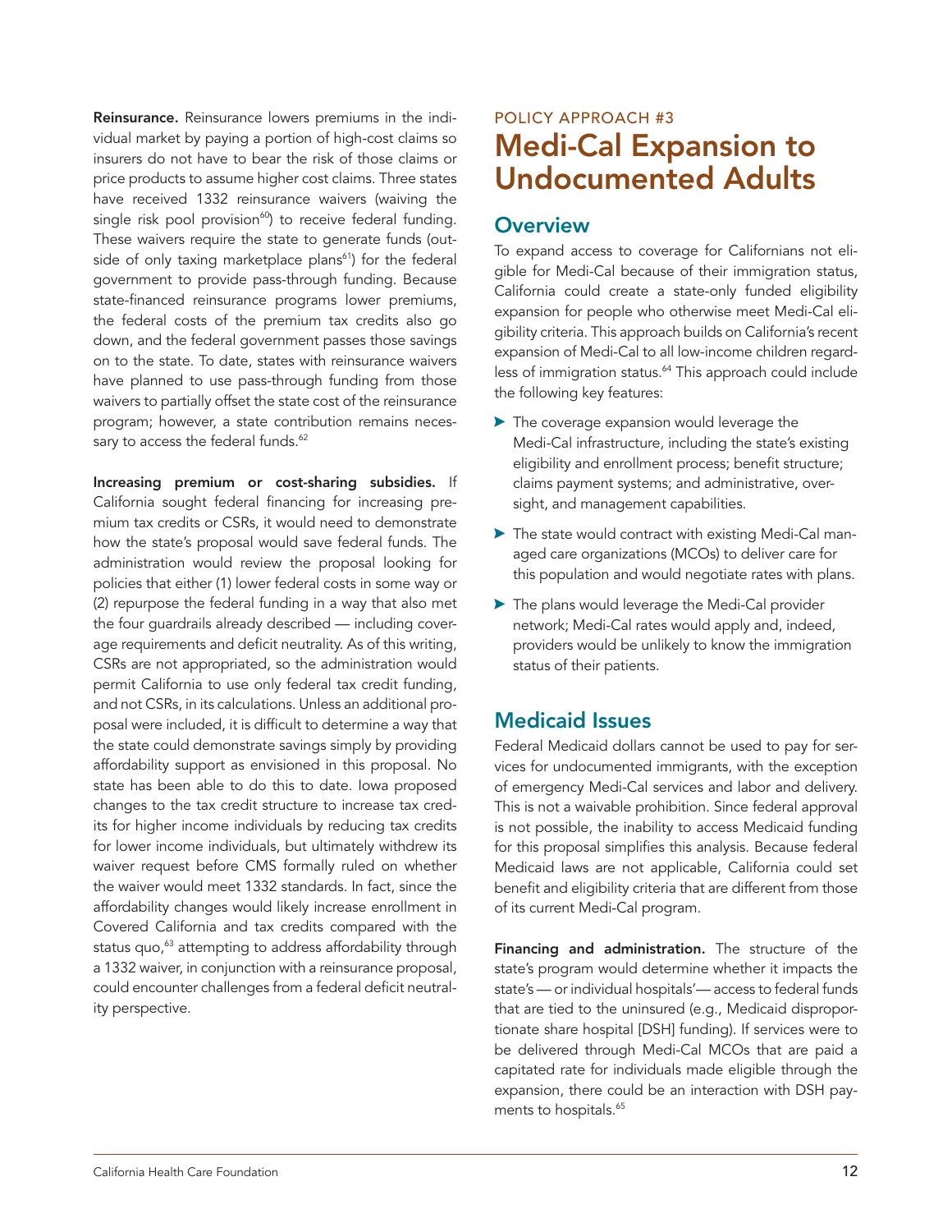**Reinsurance.** Reinsurance lowers premiums in the individual market by paying a portion of high-cost claims so insurers do not have to bear the risk of those claims or price products to assume higher cost claims. Three states have received 1332 reinsurance waivers (waiving the single risk pool provision[60]) to receive federal funding. These waivers require the state to generate funds (outside of only taxing marketplace plans[61]) for the federal government to provide pass-through funding. Because state-financed reinsurance programs lower premiums, the federal costs of the premium tax credits also go down, and the federal government passes those savings on to the state. To date, states with reinsurance waivers have planned to use pass-through funding from those waivers to partially offset the state cost of the reinsurance program; however, a state contribution remains necessary to access the federal funds.[62]

**Increasing premium or cost-sharing subsidies.** If California sought federal financing for increasing premium tax credits or CSRs, it would need to demonstrate how the state's proposal would save federal funds. The administration would review the proposal looking for policies that either (1) lower federal costs in some way or (2) repurpose the federal funding in a way that also met the four guardrails already described — including coverage requirements and deficit neutrality. As of this writing, CSRs are not appropriated, so the administration would permit California to use only federal tax credit funding, and not CSRs, in its calculations. Unless an additional proposal were included, it is difficult to determine a way that the state could demonstrate savings simply by providing affordability support as envisioned in this proposal. No state has been able to do this to date. Iowa proposed changes to the tax credit structure to increase tax credits for higher income individuals by reducing tax credits for lower income individuals, but ultimately withdrew its waiver request before CMS formally ruled on whether the waiver would meet 1332 standards. In fact, since the affordability changes would likely increase enrollment in Covered California and tax credits compared with the status quo,[63] attempting to address affordability through a 1332 waiver, in conjunction with a reinsurance proposal, could encounter challenges from a federal deficit neutrality perspective.

POLICY APPROACH #3

# Medi-Cal Expansion to Undocumented Adults

## Overview

To expand access to coverage for Californians not eligible for Medi-Cal because of their immigration status, California could create a state-only funded eligibility expansion for people who otherwise meet Medi-Cal eligibility criteria. This approach builds on California's recent expansion of Medi-Cal to all low-income children regardless of immigration status.[64] This approach could include the following key features:

- The coverage expansion would leverage the Medi-Cal infrastructure, including the state's existing eligibility and enrollment process; benefit structure; claims payment systems; and administrative, oversight, and management capabilities.
- The state would contract with existing Medi-Cal managed care organizations (MCOs) to deliver care for this population and would negotiate rates with plans.
- The plans would leverage the Medi-Cal provider network; Medi-Cal rates would apply and, indeed, providers would be unlikely to know the immigration status of their patients.

## Medicaid Issues

Federal Medicaid dollars cannot be used to pay for services for undocumented immigrants, with the exception of emergency Medi-Cal services and labor and delivery. This is not a waivable prohibition. Since federal approval is not possible, the inability to access Medicaid funding for this proposal simplifies this analysis. Because federal Medicaid laws are not applicable, California could set benefit and eligibility criteria that are different from those of its current Medi-Cal program.

**Financing and administration.** The structure of the state's program would determine whether it impacts the state's — or individual hospitals'— access to federal funds that are tied to the uninsured (e.g., Medicaid disproportionate share hospital [DSH] funding). If services were to be delivered through Medi-Cal MCOs that are paid a capitated rate for individuals made eligible through the expansion, there could be an interaction with DSH payments to hospitals.[65]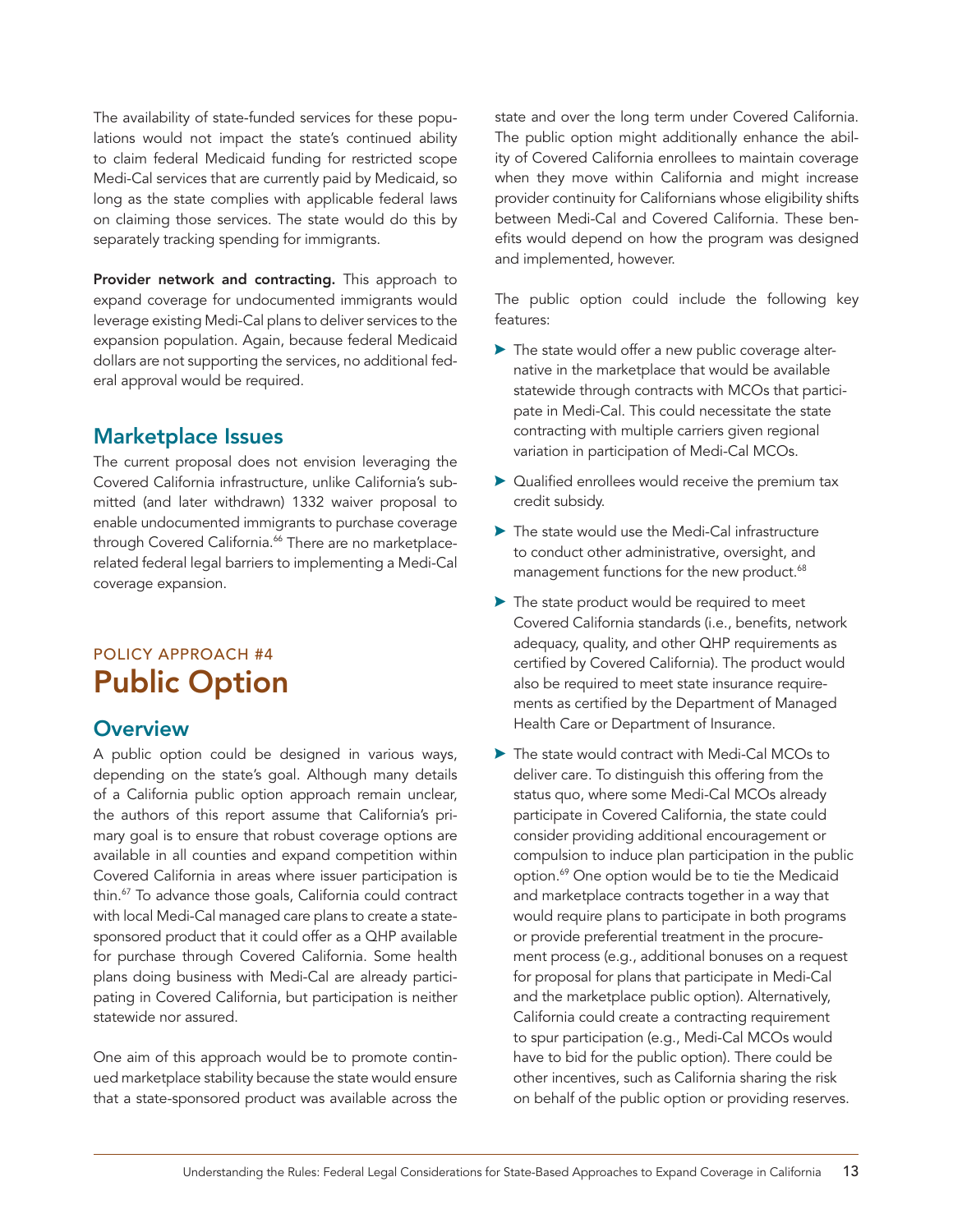The availability of state-funded services for these populations would not impact the state's continued ability to claim federal Medicaid funding for restricted scope Medi-Cal services that are currently paid by Medicaid, so long as the state complies with applicable federal laws on claiming those services. The state would do this by separately tracking spending for immigrants.

**Provider network and contracting.** This approach to expand coverage for undocumented immigrants would leverage existing Medi-Cal plans to deliver services to the expansion population. Again, because federal Medicaid dollars are not supporting the services, no additional federal approval would be required.

### Marketplace Issues

The current proposal does not envision leveraging the Covered California infrastructure, unlike California's submitted (and later withdrawn) 1332 waiver proposal to enable undocumented immigrants to purchase coverage through Covered California.[66] There are no marketplace-related federal legal barriers to implementing a Medi-Cal coverage expansion.

## POLICY APPROACH #4
## Public Option

### Overview

A public option could be designed in various ways, depending on the state's goal. Although many details of a California public option approach remain unclear, the authors of this report assume that California's primary goal is to ensure that robust coverage options are available in all counties and expand competition within Covered California in areas where issuer participation is thin.[67] To advance those goals, California could contract with local Medi-Cal managed care plans to create a state-sponsored product that it could offer as a QHP available for purchase through Covered California. Some health plans doing business with Medi-Cal are already participating in Covered California, but participation is neither statewide nor assured.

One aim of this approach would be to promote continued marketplace stability because the state would ensure that a state-sponsored product was available across the state and over the long term under Covered California. The public option might additionally enhance the ability of Covered California enrollees to maintain coverage when they move within California and might increase provider continuity for Californians whose eligibility shifts between Medi-Cal and Covered California. These benefits would depend on how the program was designed and implemented, however.

The public option could include the following key features:

- The state would offer a new public coverage alternative in the marketplace that would be available statewide through contracts with MCOs that participate in Medi-Cal. This could necessitate the state contracting with multiple carriers given regional variation in participation of Medi-Cal MCOs.
- Qualified enrollees would receive the premium tax credit subsidy.
- The state would use the Medi-Cal infrastructure to conduct other administrative, oversight, and management functions for the new product.[68]
- The state product would be required to meet Covered California standards (i.e., benefits, network adequacy, quality, and other QHP requirements as certified by Covered California). The product would also be required to meet state insurance requirements as certified by the Department of Managed Health Care or Department of Insurance.
- The state would contract with Medi-Cal MCOs to deliver care. To distinguish this offering from the status quo, where some Medi-Cal MCOs already participate in Covered California, the state could consider providing additional encouragement or compulsion to induce plan participation in the public option.[69] One option would be to tie the Medicaid and marketplace contracts together in a way that would require plans to participate in both programs or provide preferential treatment in the procurement process (e.g., additional bonuses on a request for proposal for plans that participate in Medi-Cal and the marketplace public option). Alternatively, California could create a contracting requirement to spur participation (e.g., Medi-Cal MCOs would have to bid for the public option). There could be other incentives, such as California sharing the risk on behalf of the public option or providing reserves.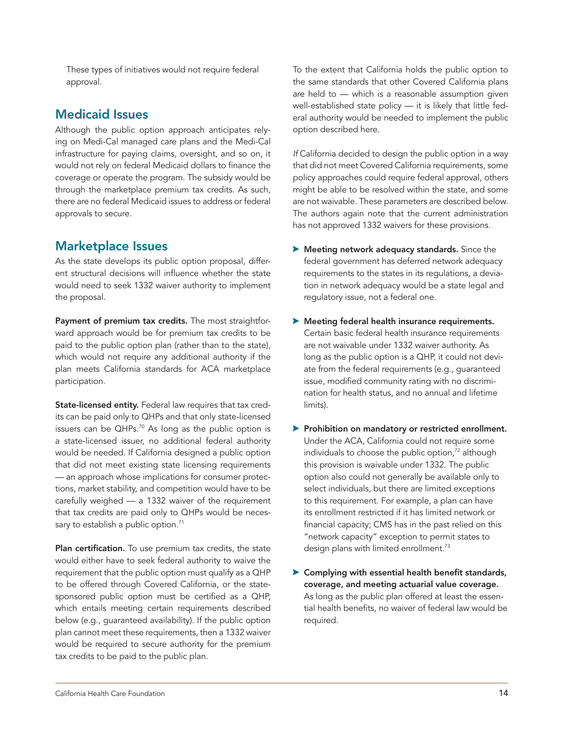These types of initiatives would not require federal approval.

## Medicaid Issues

Although the public option approach anticipates relying on Medi-Cal managed care plans and the Medi-Cal infrastructure for paying claims, oversight, and so on, it would not rely on federal Medicaid dollars to finance the coverage or operate the program. The subsidy would be through the marketplace premium tax credits. As such, there are no federal Medicaid issues to address or federal approvals to secure.

## Marketplace Issues

As the state develops its public option proposal, different structural decisions will influence whether the state would need to seek 1332 waiver authority to implement the proposal.

**Payment of premium tax credits.** The most straightforward approach would be for premium tax credits to be paid to the public option plan (rather than to the state), which would not require any additional authority if the plan meets California standards for ACA marketplace participation.

**State-licensed entity.** Federal law requires that tax credits can be paid only to QHPs and that only state-licensed issuers can be QHPs.[70] As long as the public option is a state-licensed issuer, no additional federal authority would be needed. If California designed a public option that did not meet existing state licensing requirements — an approach whose implications for consumer protections, market stability, and competition would have to be carefully weighed — a 1332 waiver of the requirement that tax credits are paid only to QHPs would be necessary to establish a public option.[71]

**Plan certification.** To use premium tax credits, the state would either have to seek federal authority to waive the requirement that the public option must qualify as a QHP to be offered through Covered California, or the state-sponsored public option must be certified as a QHP, which entails meeting certain requirements described below (e.g., guaranteed availability). If the public option plan cannot meet these requirements, then a 1332 waiver would be required to secure authority for the premium tax credits to be paid to the public plan.

To the extent that California holds the public option to the same standards that other Covered California plans are held to — which is a reasonable assumption given well-established state policy — it is likely that little federal authority would be needed to implement the public option described here.

*If* California decided to design the public option in a way that did not meet Covered California requirements, some policy approaches could require federal approval, others might be able to be resolved within the state, and some are not waivable. These parameters are described below. The authors again note that the current administration has not approved 1332 waivers for these provisions.

- **Meeting network adequacy standards.** Since the federal government has deferred network adequacy requirements to the states in its regulations, a deviation in network adequacy would be a state legal and regulatory issue, not a federal one.
- **Meeting federal health insurance requirements.** Certain basic federal health insurance requirements are not waivable under 1332 waiver authority. As long as the public option is a QHP, it could not deviate from the federal requirements (e.g., guaranteed issue, modified community rating with no discrimination for health status, and no annual and lifetime limits).
- **Prohibition on mandatory or restricted enrollment.** Under the ACA, California could not require some individuals to choose the public option,[72] although this provision is waivable under 1332. The public option also could not generally be available only to select individuals, but there are limited exceptions to this requirement. For example, a plan can have its enrollment restricted if it has limited network or financial capacity; CMS has in the past relied on this "network capacity" exception to permit states to design plans with limited enrollment.[73]
- **Complying with essential health benefit standards, coverage, and meeting actuarial value coverage.** As long as the public plan offered at least the essential health benefits, no waiver of federal law would be required.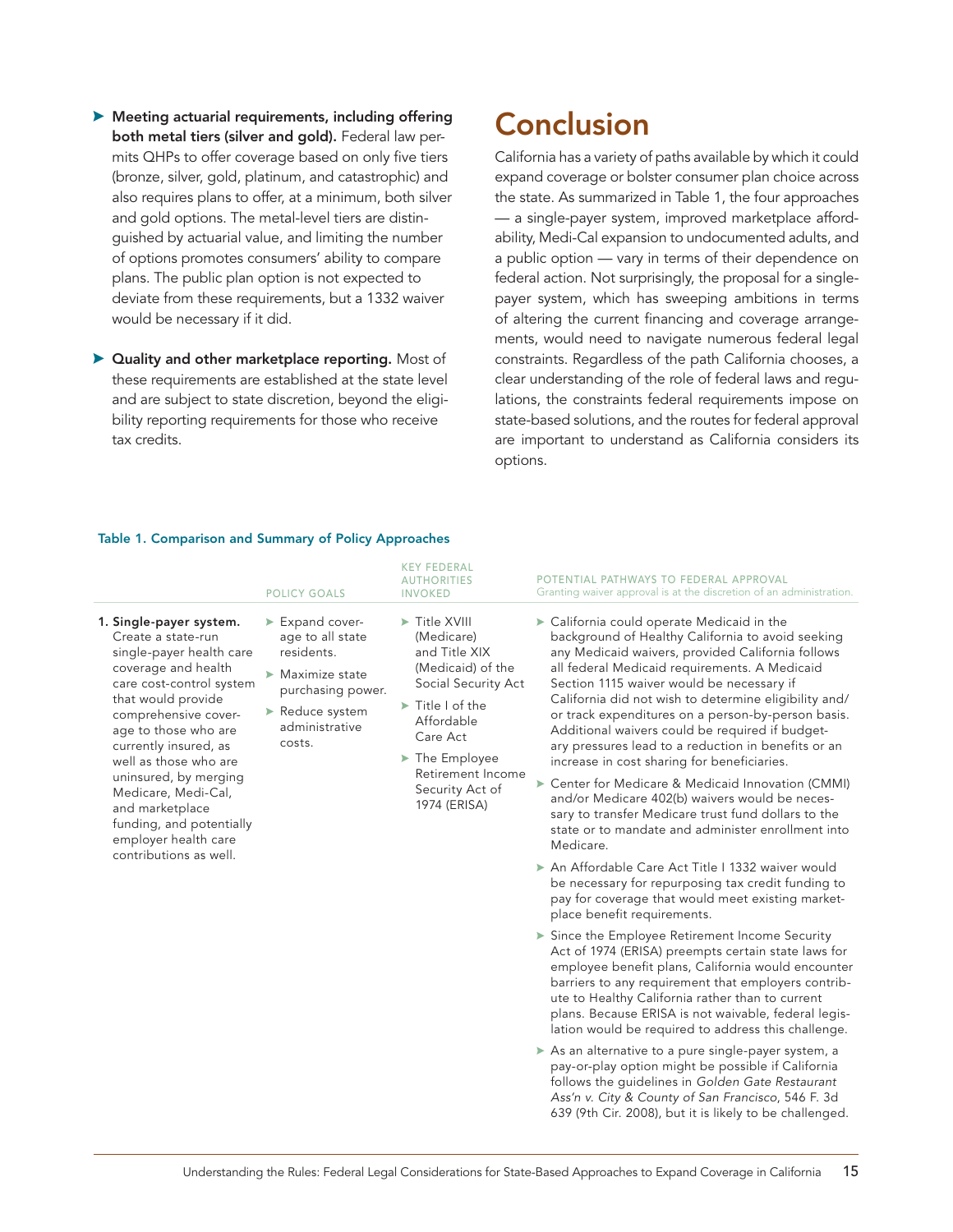- **Meeting actuarial requirements, including offering both metal tiers (silver and gold).** Federal law permits QHPs to offer coverage based on only five tiers (bronze, silver, gold, platinum, and catastrophic) and also requires plans to offer, at a minimum, both silver and gold options. The metal-level tiers are distinguished by actuarial value, and limiting the number of options promotes consumers' ability to compare plans. The public plan option is not expected to deviate from these requirements, but a 1332 waiver would be necessary if it did.

- **Quality and other marketplace reporting.** Most of these requirements are established at the state level and are subject to state discretion, beyond the eligibility reporting requirements for those who receive tax credits.

# Conclusion

California has a variety of paths available by which it could expand coverage or bolster consumer plan choice across the state. As summarized in Table 1, the four approaches — a single-payer system, improved marketplace affordability, Medi-Cal expansion to undocumented adults, and a public option — vary in terms of their dependence on federal action. Not surprisingly, the proposal for a single-payer system, which has sweeping ambitions in terms of altering the current financing and coverage arrangements, would need to navigate numerous federal legal constraints. Regardless of the path California chooses, a clear understanding of the role of federal laws and regulations, the constraints federal requirements impose on state-based solutions, and the routes for federal approval are important to understand as California considers its options.

**Table 1. Comparison and Summary of Policy Approaches**

| | POLICY GOALS | KEY FEDERAL AUTHORITIES INVOKED | POTENTIAL PATHWAYS TO FEDERAL APPROVAL Granting waiver approval is at the discretion of an administration. |
|---|---|---|---|
| **1. Single-payer system.** Create a state-run single-payer health care coverage and health care cost-control system that would provide comprehensive coverage to those who are currently insured, as well as those who are uninsured, by merging Medicare, Medi-Cal, and marketplace funding, and potentially employer health care contributions as well. | ► Expand coverage to all state residents.<br>► Maximize state purchasing power.<br>► Reduce system administrative costs. | ► Title XVIII (Medicare) and Title XIX (Medicaid) of the Social Security Act<br>► Title I of the Affordable Care Act<br>► The Employee Retirement Income Security Act of 1974 (ERISA) | ► California could operate Medicaid in the background of Healthy California to avoid seeking any Medicaid waivers, provided California follows all federal Medicaid requirements. A Medicaid Section 1115 waiver would be necessary if California did not wish to determine eligibility and/or track expenditures on a person-by-person basis. Additional waivers could be required if budgetary pressures lead to a reduction in benefits or an increase in cost sharing for beneficiaries.<br>► Center for Medicare & Medicaid Innovation (CMMI) and/or Medicare 402(b) waivers would be necessary to transfer Medicare trust fund dollars to the state or to mandate and administer enrollment into Medicare.<br>► An Affordable Care Act Title I 1332 waiver would be necessary for repurposing tax credit funding to pay for coverage that would meet existing marketplace benefit requirements.<br>► Since the Employee Retirement Income Security Act of 1974 (ERISA) preempts certain state laws for employee benefit plans, California would encounter barriers to any requirement that employers contribute to Healthy California rather than to current plans. Because ERISA is not waivable, federal legislation would be required to address this challenge.<br>► As an alternative to a pure single-payer system, a pay-or-play option might be possible if California follows the guidelines in *Golden Gate Restaurant Ass'n v. City & County of San Francisco*, 546 F. 3d 639 (9th Cir. 2008), but it is likely to be challenged. |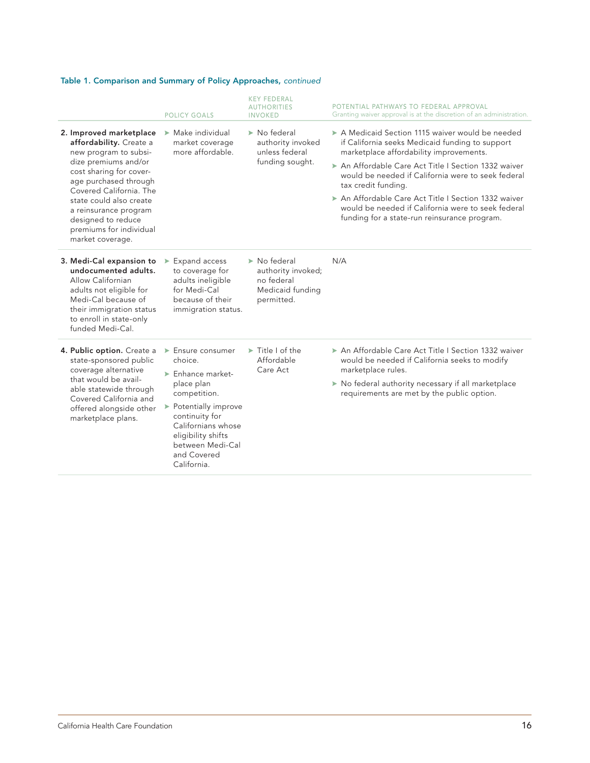**Table 1. Comparison and Summary of Policy Approaches,** *continued*

| | POLICY GOALS | KEY FEDERAL AUTHORITIES INVOKED | POTENTIAL PATHWAYS TO FEDERAL APPROVAL Granting waiver approval is at the discretion of an administration. |
|---|---|---|---|
| **2. Improved marketplace affordability.** Create a new program to subsidize premiums and/or cost sharing for coverage purchased through Covered California. The state could also create a reinsurance program designed to reduce premiums for individual market coverage. | ▶ Make individual market coverage more affordable. | ▶ No federal authority invoked unless federal funding sought. | ▶ A Medicaid Section 1115 waiver would be needed if California seeks Medicaid funding to support marketplace affordability improvements. ▶ An Affordable Care Act Title I Section 1332 waiver would be needed if California were to seek federal tax credit funding. ▶ An Affordable Care Act Title I Section 1332 waiver would be needed if California were to seek federal funding for a state-run reinsurance program. |
| **3. Medi-Cal expansion to undocumented adults.** Allow Californian adults not eligible for Medi-Cal because of their immigration status to enroll in state-only funded Medi-Cal. | ▶ Expand access to coverage for adults ineligible for Medi-Cal because of their immigration status. | ▶ No federal authority invoked; no federal Medicaid funding permitted. | N/A |
| **4. Public option.** Create a state-sponsored public coverage alternative that would be available statewide through Covered California and offered alongside other marketplace plans. | ▶ Ensure consumer choice. ▶ Enhance marketplace plan competition. ▶ Potentially improve continuity for Californians whose eligibility shifts between Medi-Cal and Covered California. | ▶ Title I of the Affordable Care Act | ▶ An Affordable Care Act Title I Section 1332 waiver would be needed if California seeks to modify marketplace rules. ▶ No federal authority necessary if all marketplace requirements are met by the public option. |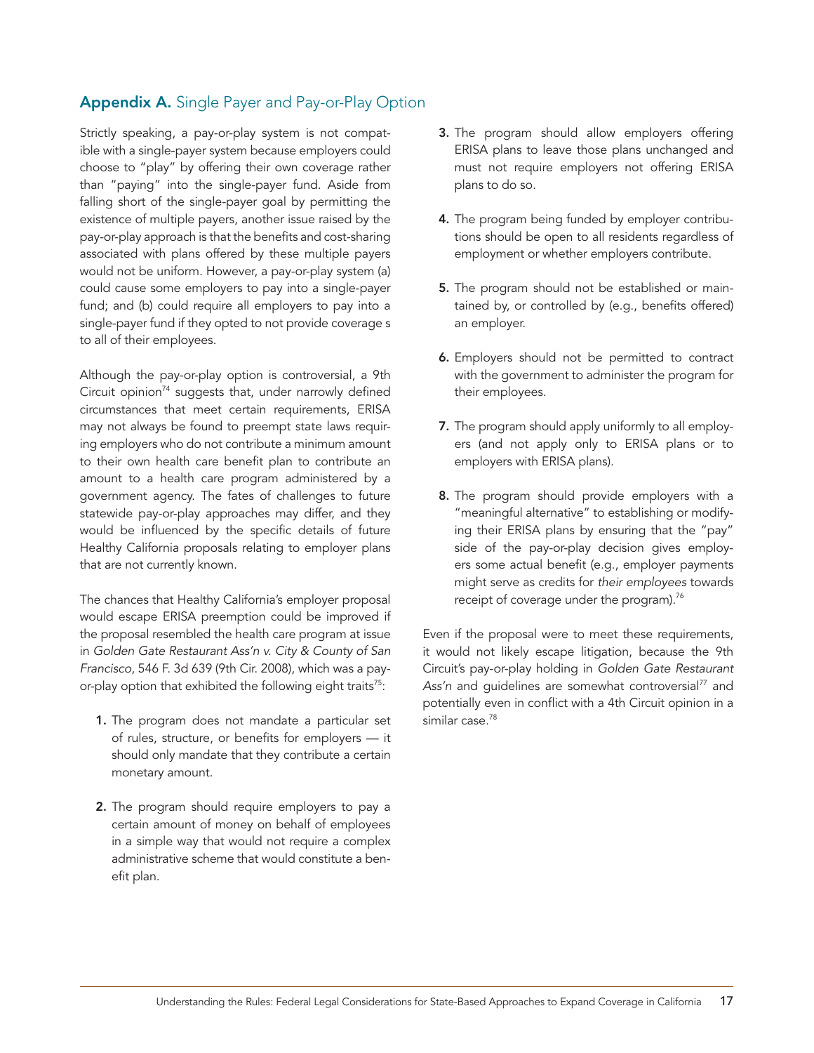## **Appendix A.** Single Payer and Pay-or-Play Option

Strictly speaking, a pay-or-play system is not compatible with a single-payer system because employers could choose to "play" by offering their own coverage rather than "paying" into the single-payer fund. Aside from falling short of the single-payer goal by permitting the existence of multiple payers, another issue raised by the pay-or-play approach is that the benefits and cost-sharing associated with plans offered by these multiple payers would not be uniform. However, a pay-or-play system (a) could cause some employers to pay into a single-payer fund; and (b) could require all employers to pay into a single-payer fund if they opted to not provide coverage s to all of their employees.

Although the pay-or-play option is controversial, a 9th Circuit opinion[74] suggests that, under narrowly defined circumstances that meet certain requirements, ERISA may not always be found to preempt state laws requiring employers who do not contribute a minimum amount to their own health care benefit plan to contribute an amount to a health care program administered by a government agency. The fates of challenges to future statewide pay-or-play approaches may differ, and they would be influenced by the specific details of future Healthy California proposals relating to employer plans that are not currently known.

The chances that Healthy California's employer proposal would escape ERISA preemption could be improved if the proposal resembled the health care program at issue in *Golden Gate Restaurant Ass'n v. City & County of San Francisco*, 546 F. 3d 639 (9th Cir. 2008), which was a pay-or-play option that exhibited the following eight traits[75]:

1. The program does not mandate a particular set of rules, structure, or benefits for employers — it should only mandate that they contribute a certain monetary amount.
2. The program should require employers to pay a certain amount of money on behalf of employees in a simple way that would not require a complex administrative scheme that would constitute a benefit plan.
3. The program should allow employers offering ERISA plans to leave those plans unchanged and must not require employers not offering ERISA plans to do so.
4. The program being funded by employer contributions should be open to all residents regardless of employment or whether employers contribute.
5. The program should not be established or maintained by, or controlled by (e.g., benefits offered) an employer.
6. Employers should not be permitted to contract with the government to administer the program for their employees.
7. The program should apply uniformly to all employers (and not apply only to ERISA plans or to employers with ERISA plans).
8. The program should provide employers with a "meaningful alternative" to establishing or modifying their ERISA plans by ensuring that the "pay" side of the pay-or-play decision gives employers some actual benefit (e.g., employer payments might serve as credits for *their employees* towards receipt of coverage under the program).[76]

Even if the proposal were to meet these requirements, it would not likely escape litigation, because the 9th Circuit's pay-or-play holding in *Golden Gate Restaurant Ass'n* and guidelines are somewhat controversial[77] and potentially even in conflict with a 4th Circuit opinion in a similar case.[78]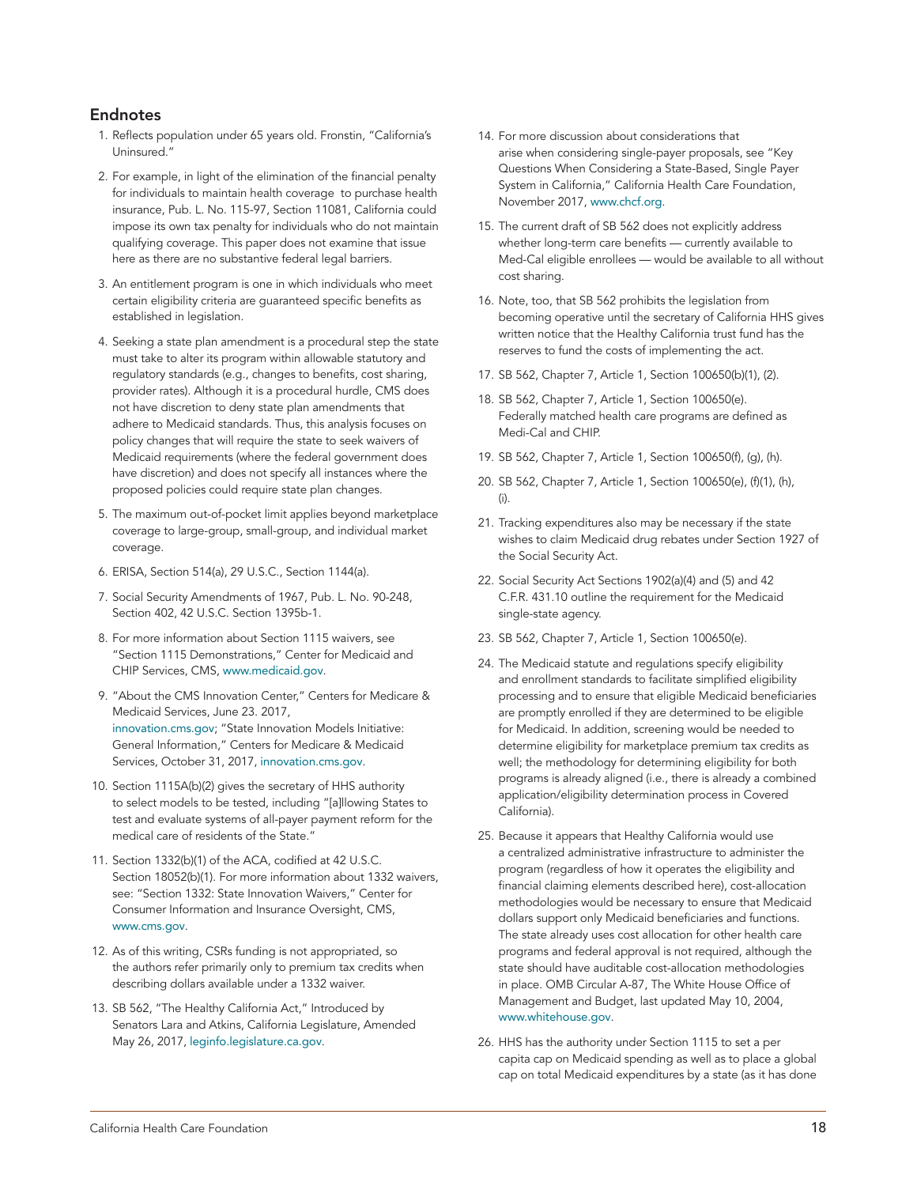## Endnotes

1. Reflects population under 65 years old. Fronstin, "California's Uninsured."
2. For example, in light of the elimination of the financial penalty for individuals to maintain health coverage to purchase health insurance, Pub. L. No. 115-97, Section 11081, California could impose its own tax penalty for individuals who do not maintain qualifying coverage. This paper does not examine that issue here as there are no substantive federal legal barriers.
3. An entitlement program is one in which individuals who meet certain eligibility criteria are guaranteed specific benefits as established in legislation.
4. Seeking a state plan amendment is a procedural step the state must take to alter its program within allowable statutory and regulatory standards (e.g., changes to benefits, cost sharing, provider rates). Although it is a procedural hurdle, CMS does not have discretion to deny state plan amendments that adhere to Medicaid standards. Thus, this analysis focuses on policy changes that will require the state to seek waivers of Medicaid requirements (where the federal government does have discretion) and does not specify all instances where the proposed policies could require state plan changes.
5. The maximum out-of-pocket limit applies beyond marketplace coverage to large-group, small-group, and individual market coverage.
6. ERISA, Section 514(a), 29 U.S.C., Section 1144(a).
7. Social Security Amendments of 1967, Pub. L. No. 90-248, Section 402, 42 U.S.C. Section 1395b-1.
8. For more information about Section 1115 waivers, see "Section 1115 Demonstrations," Center for Medicaid and CHIP Services, CMS, www.medicaid.gov.
9. "About the CMS Innovation Center," Centers for Medicare & Medicaid Services, June 23. 2017, innovation.cms.gov; "State Innovation Models Initiative: General Information," Centers for Medicare & Medicaid Services, October 31, 2017, innovation.cms.gov.
10. Section 1115A(b)(2) gives the secretary of HHS authority to select models to be tested, including "[a]llowing States to test and evaluate systems of all-payer payment reform for the medical care of residents of the State."
11. Section 1332(b)(1) of the ACA, codified at 42 U.S.C. Section 18052(b)(1). For more information about 1332 waivers, see: "Section 1332: State Innovation Waivers," Center for Consumer Information and Insurance Oversight, CMS, www.cms.gov.
12. As of this writing, CSRs funding is not appropriated, so the authors refer primarily only to premium tax credits when describing dollars available under a 1332 waiver.
13. SB 562, "The Healthy California Act," Introduced by Senators Lara and Atkins, California Legislature, Amended May 26, 2017, leginfo.legislature.ca.gov.
14. For more discussion about considerations that arise when considering single-payer proposals, see "Key Questions When Considering a State-Based, Single Payer System in California," California Health Care Foundation, November 2017, www.chcf.org.
15. The current draft of SB 562 does not explicitly address whether long-term care benefits — currently available to Med-Cal eligible enrollees — would be available to all without cost sharing.
16. Note, too, that SB 562 prohibits the legislation from becoming operative until the secretary of California HHS gives written notice that the Healthy California trust fund has the reserves to fund the costs of implementing the act.
17. SB 562, Chapter 7, Article 1, Section 100650(b)(1), (2).
18. SB 562, Chapter 7, Article 1, Section 100650(e). Federally matched health care programs are defined as Medi-Cal and CHIP.
19. SB 562, Chapter 7, Article 1, Section 100650(f), (g), (h).
20. SB 562, Chapter 7, Article 1, Section 100650(e), (f)(1), (h), (i).
21. Tracking expenditures also may be necessary if the state wishes to claim Medicaid drug rebates under Section 1927 of the Social Security Act.
22. Social Security Act Sections 1902(a)(4) and (5) and 42 C.F.R. 431.10 outline the requirement for the Medicaid single-state agency.
23. SB 562, Chapter 7, Article 1, Section 100650(e).
24. The Medicaid statute and regulations specify eligibility and enrollment standards to facilitate simplified eligibility processing and to ensure that eligible Medicaid beneficiaries are promptly enrolled if they are determined to be eligible for Medicaid. In addition, screening would be needed to determine eligibility for marketplace premium tax credits as well; the methodology for determining eligibility for both programs is already aligned (i.e., there is already a combined application/eligibility determination process in Covered California).
25. Because it appears that Healthy California would use a centralized administrative infrastructure to administer the program (regardless of how it operates the eligibility and financial claiming elements described here), cost-allocation methodologies would be necessary to ensure that Medicaid dollars support only Medicaid beneficiaries and functions. The state already uses cost allocation for other health care programs and federal approval is not required, although the state should have auditable cost-allocation methodologies in place. OMB Circular A-87, The White House Office of Management and Budget, last updated May 10, 2004, www.whitehouse.gov.
26. HHS has the authority under Section 1115 to set a per capita cap on Medicaid spending as well as to place a global cap on total Medicaid expenditures by a state (as it has done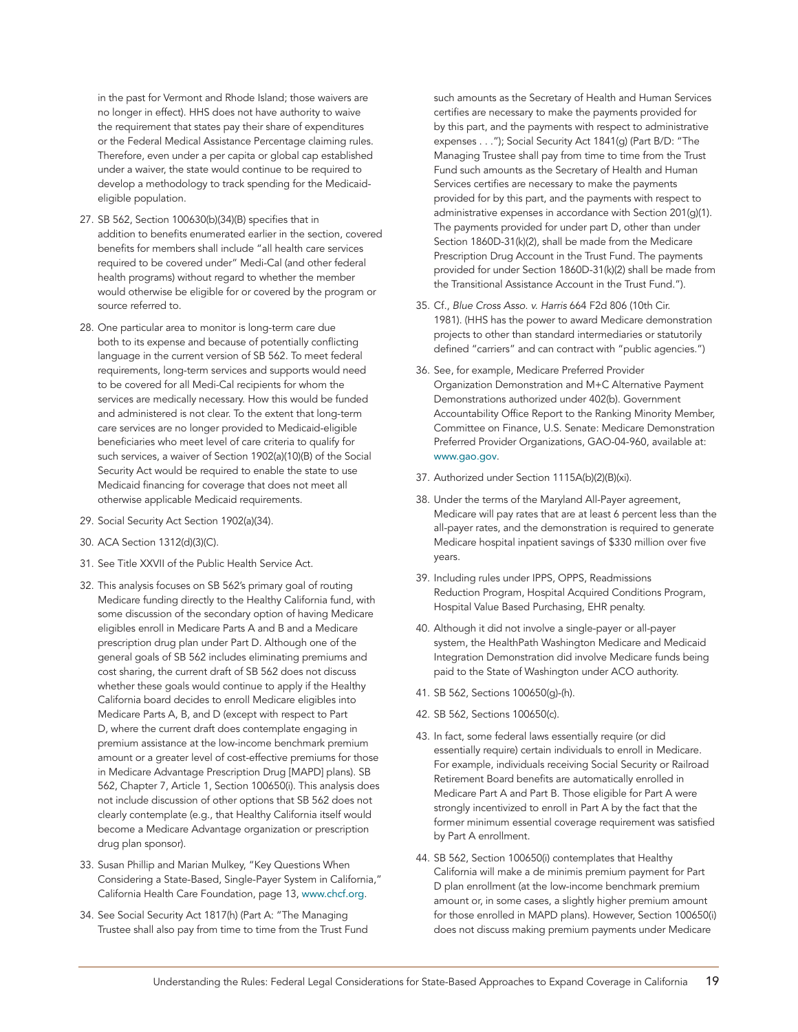in the past for Vermont and Rhode Island; those waivers are no longer in effect). HHS does not have authority to waive the requirement that states pay their share of expenditures or the Federal Medical Assistance Percentage claiming rules. Therefore, even under a per capita or global cap established under a waiver, the state would continue to be required to develop a methodology to track spending for the Medicaid-eligible population.

27. SB 562, Section 100630(b)(34)(B) specifies that in addition to benefits enumerated earlier in the section, covered benefits for members shall include "all health care services required to be covered under" Medi-Cal (and other federal health programs) without regard to whether the member would otherwise be eligible for or covered by the program or source referred to.

28. One particular area to monitor is long-term care due both to its expense and because of potentially conflicting language in the current version of SB 562. To meet federal requirements, long-term services and supports would need to be covered for all Medi-Cal recipients for whom the services are medically necessary. How this would be funded and administered is not clear. To the extent that long-term care services are no longer provided to Medicaid-eligible beneficiaries who meet level of care criteria to qualify for such services, a waiver of Section 1902(a)(10)(B) of the Social Security Act would be required to enable the state to use Medicaid financing for coverage that does not meet all otherwise applicable Medicaid requirements.

29. Social Security Act Section 1902(a)(34).

30. ACA Section 1312(d)(3)(C).

31. See Title XXVII of the Public Health Service Act.

32. This analysis focuses on SB 562's primary goal of routing Medicare funding directly to the Healthy California fund, with some discussion of the secondary option of having Medicare eligibles enroll in Medicare Parts A and B and a Medicare prescription drug plan under Part D. Although one of the general goals of SB 562 includes eliminating premiums and cost sharing, the current draft of SB 562 does not discuss whether these goals would continue to apply if the Healthy California board decides to enroll Medicare eligibles into Medicare Parts A, B, and D (except with respect to Part D, where the current draft does contemplate engaging in premium assistance at the low-income benchmark premium amount or a greater level of cost-effective premiums for those in Medicare Advantage Prescription Drug [MAPD] plans). SB 562, Chapter 7, Article 1, Section 100650(i). This analysis does not include discussion of other options that SB 562 does not clearly contemplate (e.g., that Healthy California itself would become a Medicare Advantage organization or prescription drug plan sponsor).

33. Susan Phillip and Marian Mulkey, "Key Questions When Considering a State-Based, Single-Payer System in California," California Health Care Foundation, page 13, www.chcf.org.

34. See Social Security Act 1817(h) (Part A: "The Managing Trustee shall also pay from time to time from the Trust Fund such amounts as the Secretary of Health and Human Services certifies are necessary to make the payments provided for by this part, and the payments with respect to administrative expenses . . ."); Social Security Act 1841(g) (Part B/D: "The Managing Trustee shall pay from time to time from the Trust Fund such amounts as the Secretary of Health and Human Services certifies are necessary to make the payments provided for by this part, and the payments with respect to administrative expenses in accordance with Section 201(g)(1). The payments provided for under part D, other than under Section 1860D-31(k)(2), shall be made from the Medicare Prescription Drug Account in the Trust Fund. The payments provided for under Section 1860D-31(k)(2) shall be made from the Transitional Assistance Account in the Trust Fund.").

35. Cf., *Blue Cross Asso. v. Harris* 664 F2d 806 (10th Cir. 1981). (HHS has the power to award Medicare demonstration projects to other than standard intermediaries or statutorily defined "carriers" and can contract with "public agencies.")

36. See, for example, Medicare Preferred Provider Organization Demonstration and M+C Alternative Payment Demonstrations authorized under 402(b). Government Accountability Office Report to the Ranking Minority Member, Committee on Finance, U.S. Senate: Medicare Demonstration Preferred Provider Organizations, GAO-04-960, available at: www.gao.gov.

37. Authorized under Section 1115A(b)(2)(B)(xi).

38. Under the terms of the Maryland All-Payer agreement, Medicare will pay rates that are at least 6 percent less than the all-payer rates, and the demonstration is required to generate Medicare hospital inpatient savings of $330 million over five years.

39. Including rules under IPPS, OPPS, Readmissions Reduction Program, Hospital Acquired Conditions Program, Hospital Value Based Purchasing, EHR penalty.

40. Although it did not involve a single-payer or all-payer system, the HealthPath Washington Medicare and Medicaid Integration Demonstration did involve Medicare funds being paid to the State of Washington under ACO authority.

41. SB 562, Sections 100650(g)-(h).

42. SB 562, Sections 100650(c).

43. In fact, some federal laws essentially require (or did essentially require) certain individuals to enroll in Medicare. For example, individuals receiving Social Security or Railroad Retirement Board benefits are automatically enrolled in Medicare Part A and Part B. Those eligible for Part A were strongly incentivized to enroll in Part A by the fact that the former minimum essential coverage requirement was satisfied by Part A enrollment.

44. SB 562, Section 100650(i) contemplates that Healthy California will make a de minimis premium payment for Part D plan enrollment (at the low-income benchmark premium amount or, in some cases, a slightly higher premium amount for those enrolled in MAPD plans). However, Section 100650(i) does not discuss making premium payments under Medicare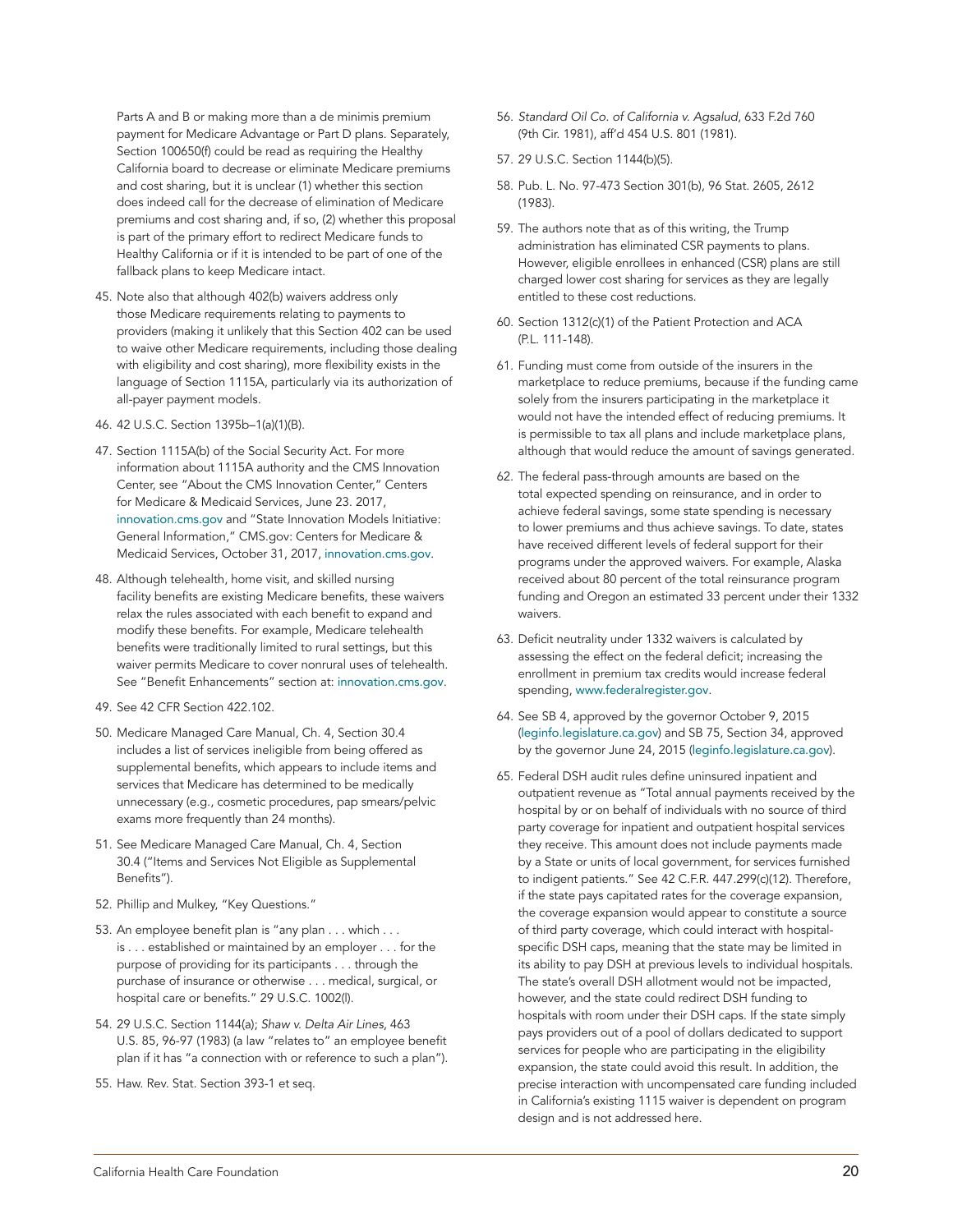Parts A and B or making more than a de minimis premium payment for Medicare Advantage or Part D plans. Separately, Section 100650(f) could be read as requiring the Healthy California board to decrease or eliminate Medicare premiums and cost sharing, but it is unclear (1) whether this section does indeed call for the decrease of elimination of Medicare premiums and cost sharing and, if so, (2) whether this proposal is part of the primary effort to redirect Medicare funds to Healthy California or if it is intended to be part of one of the fallback plans to keep Medicare intact.

45. Note also that although 402(b) waivers address only those Medicare requirements relating to payments to providers (making it unlikely that this Section 402 can be used to waive other Medicare requirements, including those dealing with eligibility and cost sharing), more flexibility exists in the language of Section 1115A, particularly via its authorization of all-payer payment models.

46. 42 U.S.C. Section 1395b–1(a)(1)(B).

47. Section 1115A(b) of the Social Security Act. For more information about 1115A authority and the CMS Innovation Center, see "About the CMS Innovation Center," Centers for Medicare & Medicaid Services, June 23. 2017, innovation.cms.gov and "State Innovation Models Initiative: General Information," CMS.gov: Centers for Medicare & Medicaid Services, October 31, 2017, innovation.cms.gov.

48. Although telehealth, home visit, and skilled nursing facility benefits are existing Medicare benefits, these waivers relax the rules associated with each benefit to expand and modify these benefits. For example, Medicare telehealth benefits were traditionally limited to rural settings, but this waiver permits Medicare to cover nonrural uses of telehealth. See "Benefit Enhancements" section at: innovation.cms.gov.

49. See 42 CFR Section 422.102.

50. Medicare Managed Care Manual, Ch. 4, Section 30.4 includes a list of services ineligible from being offered as supplemental benefits, which appears to include items and services that Medicare has determined to be medically unnecessary (e.g., cosmetic procedures, pap smears/pelvic exams more frequently than 24 months).

51. See Medicare Managed Care Manual, Ch. 4, Section 30.4 ("Items and Services Not Eligible as Supplemental Benefits").

52. Phillip and Mulkey, "Key Questions."

53. An employee benefit plan is "any plan . . . which . . . is . . . established or maintained by an employer . . . for the purpose of providing for its participants . . . through the purchase of insurance or otherwise . . . medical, surgical, or hospital care or benefits." 29 U.S.C. 1002(l).

54. 29 U.S.C. Section 1144(a); *Shaw v. Delta Air Lines*, 463 U.S. 85, 96-97 (1983) (a law "relates to" an employee benefit plan if it has "a connection with or reference to such a plan").

55. Haw. Rev. Stat. Section 393-1 et seq.

56. *Standard Oil Co. of California v. Agsalud*, 633 F.2d 760 (9th Cir. 1981), aff'd 454 U.S. 801 (1981).

57. 29 U.S.C. Section 1144(b)(5).

58. Pub. L. No. 97-473 Section 301(b), 96 Stat. 2605, 2612 (1983).

59. The authors note that as of this writing, the Trump administration has eliminated CSR payments to plans. However, eligible enrollees in enhanced (CSR) plans are still charged lower cost sharing for services as they are legally entitled to these cost reductions.

60. Section 1312(c)(1) of the Patient Protection and ACA (P.L. 111-148).

61. Funding must come from outside of the insurers in the marketplace to reduce premiums, because if the funding came solely from the insurers participating in the marketplace it would not have the intended effect of reducing premiums. It is permissible to tax all plans and include marketplace plans, although that would reduce the amount of savings generated.

62. The federal pass-through amounts are based on the total expected spending on reinsurance, and in order to achieve federal savings, some state spending is necessary to lower premiums and thus achieve savings. To date, states have received different levels of federal support for their programs under the approved waivers. For example, Alaska received about 80 percent of the total reinsurance program funding and Oregon an estimated 33 percent under their 1332 waivers.

63. Deficit neutrality under 1332 waivers is calculated by assessing the effect on the federal deficit; increasing the enrollment in premium tax credits would increase federal spending, www.federalregister.gov.

64. See SB 4, approved by the governor October 9, 2015 (leginfo.legislature.ca.gov) and SB 75, Section 34, approved by the governor June 24, 2015 (leginfo.legislature.ca.gov).

65. Federal DSH audit rules define uninsured inpatient and outpatient revenue as "Total annual payments received by the hospital by or on behalf of individuals with no source of third party coverage for inpatient and outpatient hospital services they receive. This amount does not include payments made by a State or units of local government, for services furnished to indigent patients." See 42 C.F.R. 447.299(c)(12). Therefore, if the state pays capitated rates for the coverage expansion, the coverage expansion would appear to constitute a source of third party coverage, which could interact with hospital-specific DSH caps, meaning that the state may be limited in its ability to pay DSH at previous levels to individual hospitals. The state's overall DSH allotment would not be impacted, however, and the state could redirect DSH funding to hospitals with room under their DSH caps. If the state simply pays providers out of a pool of dollars dedicated to support services for people who are participating in the eligibility expansion, the state could avoid this result. In addition, the precise interaction with uncompensated care funding included in California's existing 1115 waiver is dependent on program design and is not addressed here.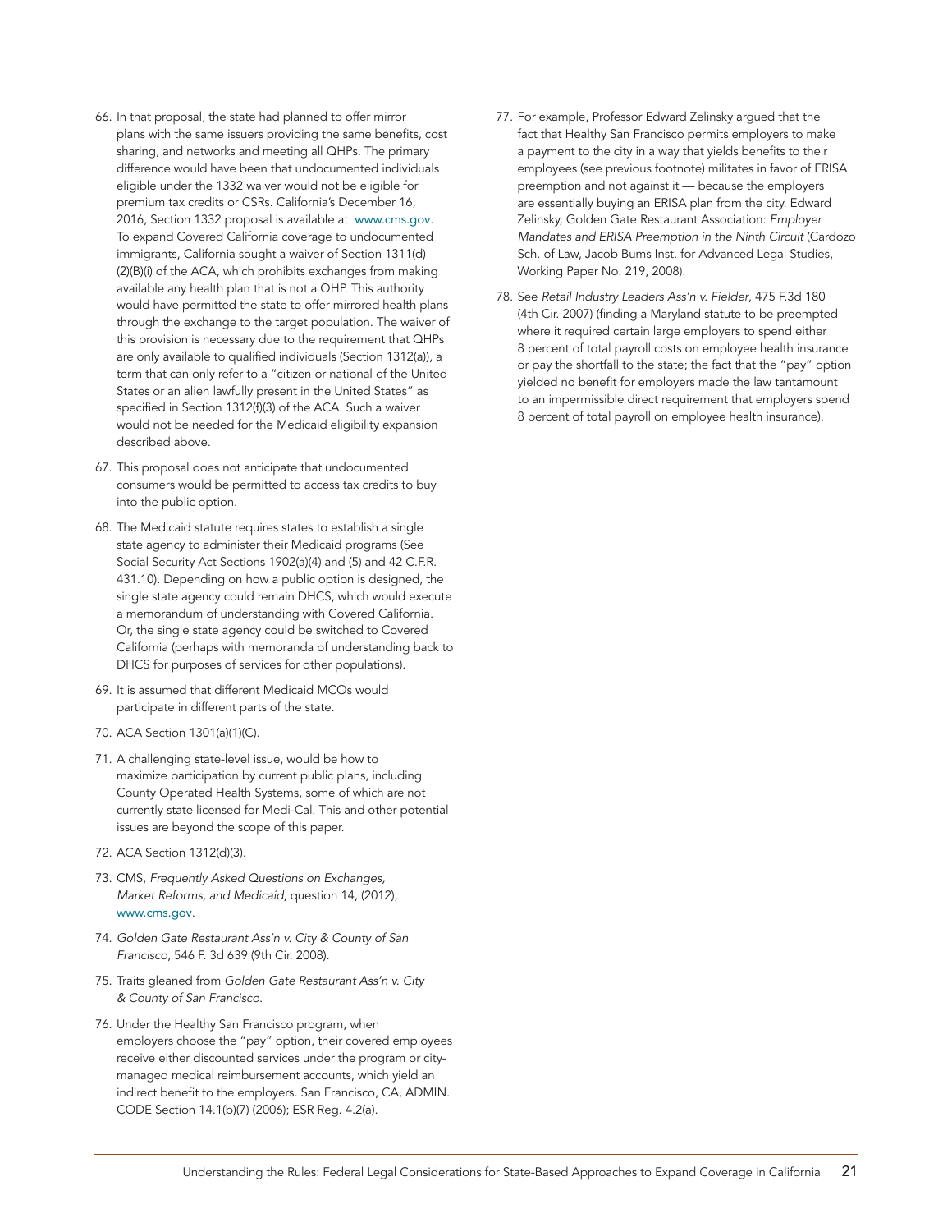66. In that proposal, the state had planned to offer mirror plans with the same issuers providing the same benefits, cost sharing, and networks and meeting all QHPs. The primary difference would have been that undocumented individuals eligible under the 1332 waiver would not be eligible for premium tax credits or CSRs. California's December 16, 2016, Section 1332 proposal is available at: www.cms.gov. To expand Covered California coverage to undocumented immigrants, California sought a waiver of Section 1311(d)(2)(B)(i) of the ACA, which prohibits exchanges from making available any health plan that is not a QHP. This authority would have permitted the state to offer mirrored health plans through the exchange to the target population. The waiver of this provision is necessary due to the requirement that QHPs are only available to qualified individuals (Section 1312(a)), a term that can only refer to a "citizen or national of the United States or an alien lawfully present in the United States" as specified in Section 1312(f)(3) of the ACA. Such a waiver would not be needed for the Medicaid eligibility expansion described above.

67. This proposal does not anticipate that undocumented consumers would be permitted to access tax credits to buy into the public option.

68. The Medicaid statute requires states to establish a single state agency to administer their Medicaid programs (See Social Security Act Sections 1902(a)(4) and (5) and 42 C.F.R. 431.10). Depending on how a public option is designed, the single state agency could remain DHCS, which would execute a memorandum of understanding with Covered California. Or, the single state agency could be switched to Covered California (perhaps with memoranda of understanding back to DHCS for purposes of services for other populations).

69. It is assumed that different Medicaid MCOs would participate in different parts of the state.

70. ACA Section 1301(a)(1)(C).

71. A challenging state-level issue, would be how to maximize participation by current public plans, including County Operated Health Systems, some of which are not currently state licensed for Medi-Cal. This and other potential issues are beyond the scope of this paper.

72. ACA Section 1312(d)(3).

73. CMS, *Frequently Asked Questions on Exchanges, Market Reforms, and Medicaid*, question 14, (2012), www.cms.gov.

74. *Golden Gate Restaurant Ass'n v. City & County of San Francisco*, 546 F. 3d 639 (9th Cir. 2008).

75. Traits gleaned from *Golden Gate Restaurant Ass'n v. City & County of San Francisco*.

76. Under the Healthy San Francisco program, when employers choose the "pay" option, their covered employees receive either discounted services under the program or city-managed medical reimbursement accounts, which yield an indirect benefit to the employers. San Francisco, CA, ADMIN. CODE Section 14.1(b)(7) (2006); ESR Reg. 4.2(a).

77. For example, Professor Edward Zelinsky argued that the fact that Healthy San Francisco permits employers to make a payment to the city in a way that yields benefits to their employees (see previous footnote) militates in favor of ERISA preemption and not against it — because the employers are essentially buying an ERISA plan from the city. Edward Zelinsky, Golden Gate Restaurant Association: *Employer Mandates and ERISA Preemption in the Ninth Circuit* (Cardozo Sch. of Law, Jacob Bums Inst. for Advanced Legal Studies, Working Paper No. 219, 2008).

78. See *Retail Industry Leaders Ass'n v. Fielder*, 475 F.3d 180 (4th Cir. 2007) (finding a Maryland statute to be preempted where it required certain large employers to spend either 8 percent of total payroll costs on employee health insurance or pay the shortfall to the state; the fact that the "pay" option yielded no benefit for employers made the law tantamount to an impermissible direct requirement that employers spend 8 percent of total payroll on employee health insurance).